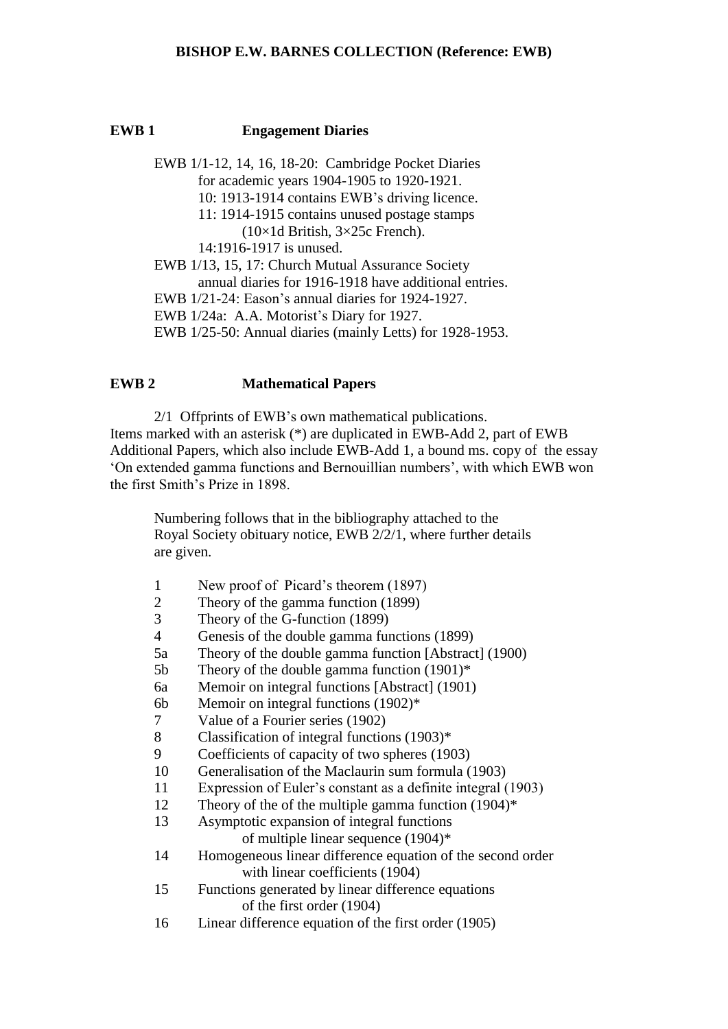# BISHOP E.W. BARNES COLLECTION (Reference: EWB)

## EWB 1 Engagement Diaries

EWB 1/1-12, 14, 16, 18-20: Cambridge Pocket Diaries for academic years 1904-1905 to 1920-1921.
- 10: 1913-1914 contains EWB's driving licence.
- 11: 1914-1915 contains unused postage stamps (10×1d British, 3×25c French).
- 14:1916-1917 is unused.

EWB 1/13, 15, 17: Church Mutual Assurance Society annual diaries for 1916-1918 have additional entries.

EWB 1/21-24: Eason's annual diaries for 1924-1927.

EWB 1/24a: A.A. Motorist's Diary for 1927.

EWB 1/25-50: Annual diaries (mainly Letts) for 1928-1953.

## EWB 2 Mathematical Papers

2/1 Offprints of EWB's own mathematical publications. Items marked with an asterisk (*) are duplicated in EWB-Add 2, part of EWB Additional Papers, which also include EWB-Add 1, a bound ms. copy of the essay 'On extended gamma functions and Bernouillian numbers', with which EWB won the first Smith's Prize in 1898.

Numbering follows that in the bibliography attached to the Royal Society obituary notice, EWB 2/2/1, where further details are given.

| | |
|---|---|
| 1 | New proof of Picard's theorem (1897) |
| 2 | Theory of the gamma function (1899) |
| 3 | Theory of the G-function (1899) |
| 4 | Genesis of the double gamma functions (1899) |
| 5a | Theory of the double gamma function [Abstract] (1900) |
| 5b | Theory of the double gamma function (1901)* |
| 6a | Memoir on integral functions [Abstract] (1901) |
| 6b | Memoir on integral functions (1902)* |
| 7 | Value of a Fourier series (1902) |
| 8 | Classification of integral functions (1903)* |
| 9 | Coefficients of capacity of two spheres (1903) |
| 10 | Generalisation of the Maclaurin sum formula (1903) |
| 11 | Expression of Euler's constant as a definite integral (1903) |
| 12 | Theory of the of the multiple gamma function (1904)* |
| 13 | Asymptotic expansion of integral functions of multiple linear sequence (1904)* |
| 14 | Homogeneous linear difference equation of the second order with linear coefficients (1904) |
| 15 | Functions generated by linear difference equations of the first order (1904) |
| 16 | Linear difference equation of the first order (1905) |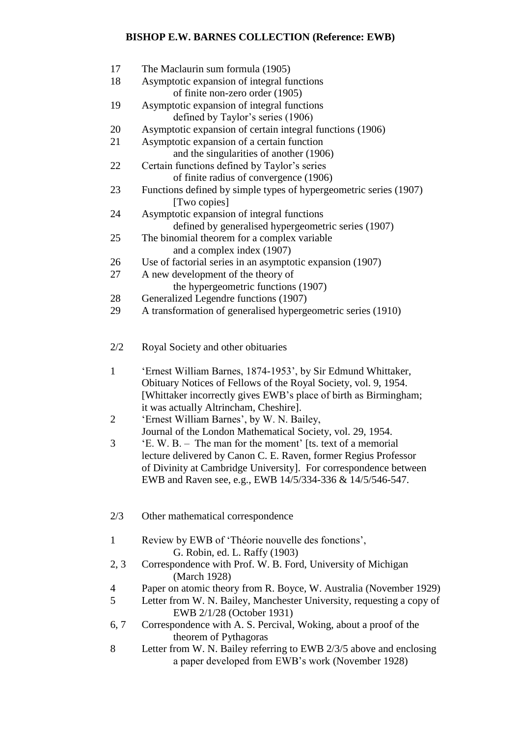17 The Maclaurin sum formula (1905)

18 Asymptotic expansion of integral functions of finite non-zero order (1905)

19 Asymptotic expansion of integral functions defined by Taylor's series (1906)

20 Asymptotic expansion of certain integral functions (1906)

21 Asymptotic expansion of a certain function and the singularities of another (1906)

22 Certain functions defined by Taylor's series of finite radius of convergence (1906)

23 Functions defined by simple types of hypergeometric series (1907) [Two copies]

24 Asymptotic expansion of integral functions defined by generalised hypergeometric series (1907)

25 The binomial theorem for a complex variable and a complex index (1907)

26 Use of factorial series in an asymptotic expansion (1907)

27 A new development of the theory of the hypergeometric functions (1907)

28 Generalized Legendre functions (1907)

29 A transformation of generalised hypergeometric series (1910)

2/2 Royal Society and other obituaries

1 'Ernest William Barnes, 1874-1953', by Sir Edmund Whittaker, Obituary Notices of Fellows of the Royal Society, vol. 9, 1954. [Whittaker incorrectly gives EWB's place of birth as Birmingham; it was actually Altrincham, Cheshire].

2 'Ernest William Barnes', by W. N. Bailey, Journal of the London Mathematical Society, vol. 29, 1954.

3 'E. W. B. – The man for the moment' [ts. text of a memorial lecture delivered by Canon C. E. Raven, former Regius Professor of Divinity at Cambridge University]. For correspondence between EWB and Raven see, e.g., EWB 14/5/334-336 & 14/5/546-547.

2/3 Other mathematical correspondence

1 Review by EWB of 'Théorie nouvelle des fonctions', G. Robin, ed. L. Raffy (1903)

2, 3 Correspondence with Prof. W. B. Ford, University of Michigan (March 1928)

4 Paper on atomic theory from R. Boyce, W. Australia (November 1929)

5 Letter from W. N. Bailey, Manchester University, requesting a copy of EWB 2/1/28 (October 1931)

6, 7 Correspondence with A. S. Percival, Woking, about a proof of the theorem of Pythagoras

8 Letter from W. N. Bailey referring to EWB 2/3/5 above and enclosing a paper developed from EWB's work (November 1928)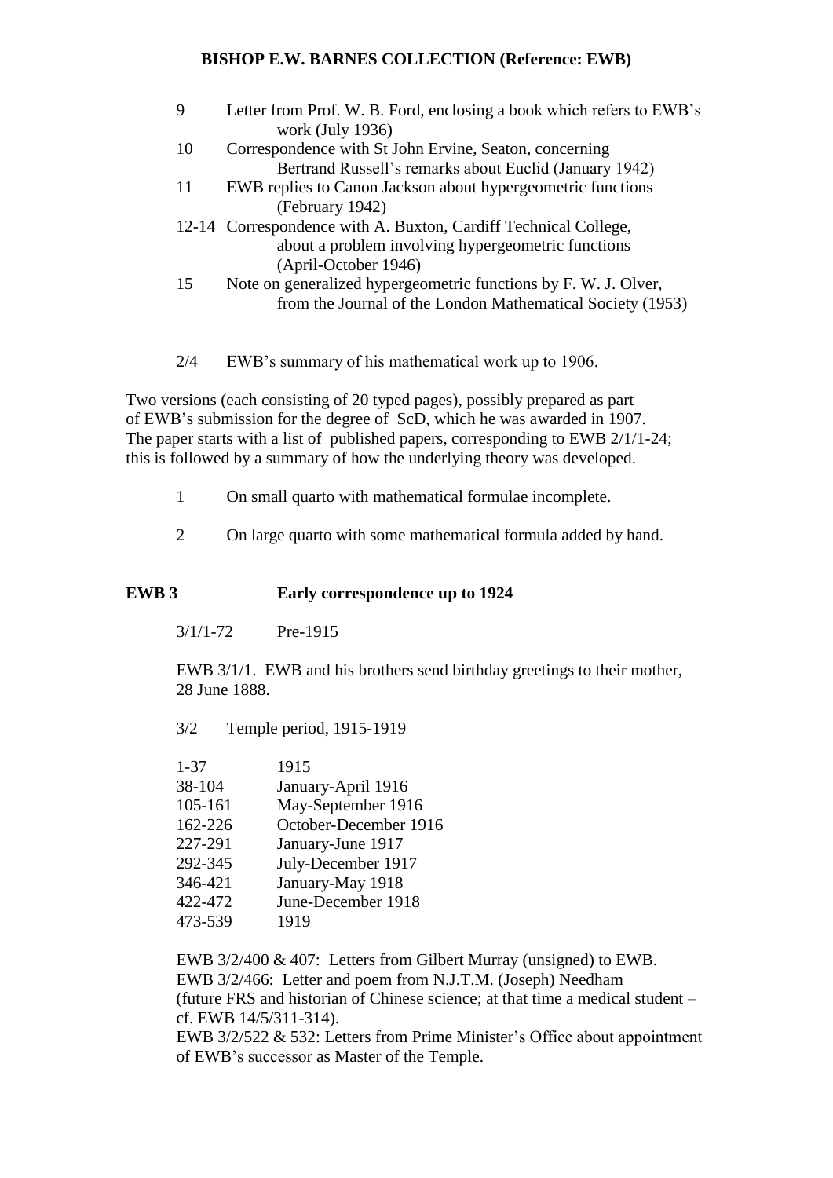9 Letter from Prof. W. B. Ford, enclosing a book which refers to EWB's work (July 1936)

10 Correspondence with St John Ervine, Seaton, concerning Bertrand Russell's remarks about Euclid (January 1942)

11 EWB replies to Canon Jackson about hypergeometric functions (February 1942)

12-14 Correspondence with A. Buxton, Cardiff Technical College, about a problem involving hypergeometric functions (April-October 1946)

15 Note on generalized hypergeometric functions by F. W. J. Olver, from the Journal of the London Mathematical Society (1953)

2/4 EWB's summary of his mathematical work up to 1906.

Two versions (each consisting of 20 typed pages), possibly prepared as part of EWB's submission for the degree of ScD, which he was awarded in 1907. The paper starts with a list of published papers, corresponding to EWB 2/1/1-24; this is followed by a summary of how the underlying theory was developed.

1 On small quarto with mathematical formulae incomplete.

2 On large quarto with some mathematical formula added by hand.

## EWB 3 Early correspondence up to 1924

3/1/1-72 Pre-1915

EWB 3/1/1. EWB and his brothers send birthday greetings to their mother, 28 June 1888.

3/2 Temple period, 1915-1919

| | |
|---|---|
| 1-37 | 1915 |
| 38-104 | January-April 1916 |
| 105-161 | May-September 1916 |
| 162-226 | October-December 1916 |
| 227-291 | January-June 1917 |
| 292-345 | July-December 1917 |
| 346-421 | January-May 1918 |
| 422-472 | June-December 1918 |
| 473-539 | 1919 |

EWB 3/2/400 & 407: Letters from Gilbert Murray (unsigned) to EWB.
EWB 3/2/466: Letter and poem from N.J.T.M. (Joseph) Needham (future FRS and historian of Chinese science; at that time a medical student – cf. EWB 14/5/311-314).
EWB 3/2/522 & 532: Letters from Prime Minister's Office about appointment of EWB's successor as Master of the Temple.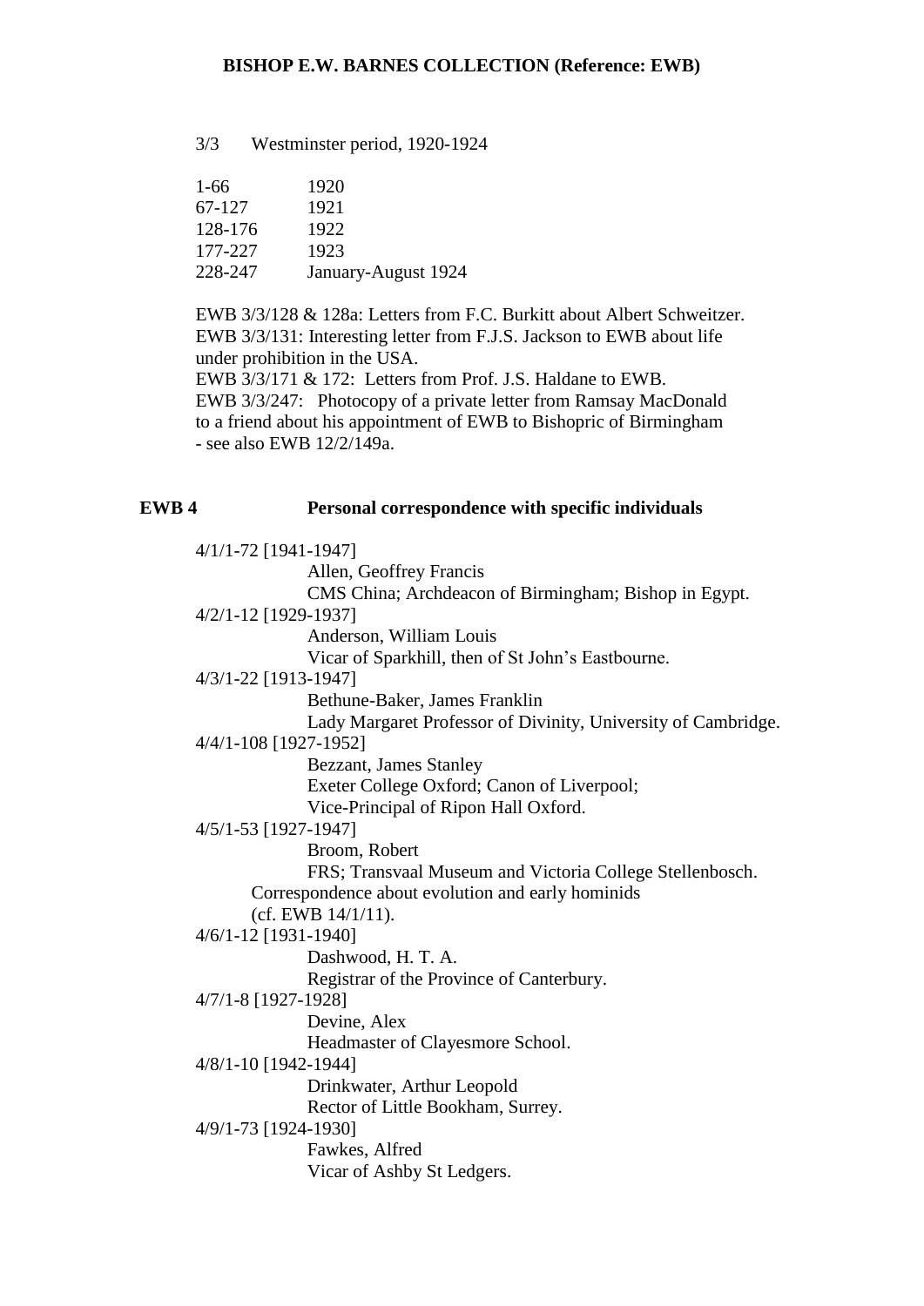3/3 Westminster period, 1920-1924

| | |
|---|---|
| 1-66 | 1920 |
| 67-127 | 1921 |
| 128-176 | 1922 |
| 177-227 | 1923 |
| 228-247 | January-August 1924 |

EWB 3/3/128 & 128a: Letters from F.C. Burkitt about Albert Schweitzer.
EWB 3/3/131: Interesting letter from F.J.S. Jackson to EWB about life under prohibition in the USA.
EWB 3/3/171 & 172: Letters from Prof. J.S. Haldane to EWB.
EWB 3/3/247: Photocopy of a private letter from Ramsay MacDonald to a friend about his appointment of EWB to Bishopric of Birmingham - see also EWB 12/2/149a.

## EWB 4 Personal correspondence with specific individuals

4/1/1-72 [1941-1947]
Allen, Geoffrey Francis
CMS China; Archdeacon of Birmingham; Bishop in Egypt.

4/2/1-12 [1929-1937]
Anderson, William Louis
Vicar of Sparkhill, then of St John's Eastbourne.

4/3/1-22 [1913-1947]
Bethune-Baker, James Franklin
Lady Margaret Professor of Divinity, University of Cambridge.

4/4/1-108 [1927-1952]
Bezzant, James Stanley
Exeter College Oxford; Canon of Liverpool;
Vice-Principal of Ripon Hall Oxford.

4/5/1-53 [1927-1947]
Broom, Robert
FRS; Transvaal Museum and Victoria College Stellenbosch.
Correspondence about evolution and early hominids (cf. EWB 14/1/11).

4/6/1-12 [1931-1940]
Dashwood, H. T. A.
Registrar of the Province of Canterbury.

4/7/1-8 [1927-1928]
Devine, Alex
Headmaster of Clayesmore School.

4/8/1-10 [1942-1944]
Drinkwater, Arthur Leopold
Rector of Little Bookham, Surrey.

4/9/1-73 [1924-1930]
Fawkes, Alfred
Vicar of Ashby St Ledgers.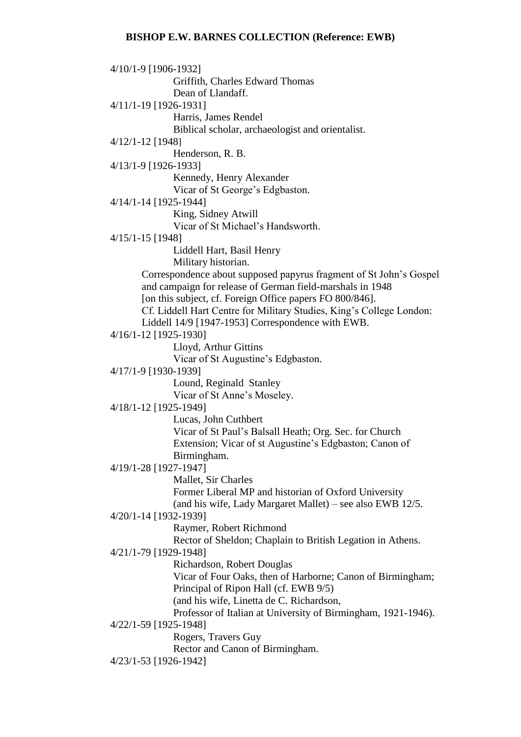4/10/1-9 [1906-1932]
Griffith, Charles Edward Thomas
Dean of Llandaff.

4/11/1-19 [1926-1931]
Harris, James Rendel
Biblical scholar, archaeologist and orientalist.

4/12/1-12 [1948]
Henderson, R. B.

4/13/1-9 [1926-1933]
Kennedy, Henry Alexander
Vicar of St George's Edgbaston.

4/14/1-14 [1925-1944]
King, Sidney Atwill
Vicar of St Michael's Handsworth.

4/15/1-15 [1948]
Liddell Hart, Basil Henry
Military historian.
Correspondence about supposed papyrus fragment of St John's Gospel and campaign for release of German field-marshals in 1948 [on this subject, cf. Foreign Office papers FO 800/846].
Cf. Liddell Hart Centre for Military Studies, King's College London: Liddell 14/9 [1947-1953] Correspondence with EWB.

4/16/1-12 [1925-1930]
Lloyd, Arthur Gittins
Vicar of St Augustine's Edgbaston.

4/17/1-9 [1930-1939]
Lound, Reginald Stanley
Vicar of St Anne's Moseley.

4/18/1-12 [1925-1949]
Lucas, John Cuthbert
Vicar of St Paul's Balsall Heath; Org. Sec. for Church Extension; Vicar of st Augustine's Edgbaston; Canon of Birmingham.

4/19/1-28 [1927-1947]
Mallet, Sir Charles
Former Liberal MP and historian of Oxford University (and his wife, Lady Margaret Mallet) – see also EWB 12/5.

4/20/1-14 [1932-1939]
Raymer, Robert Richmond
Rector of Sheldon; Chaplain to British Legation in Athens.

4/21/1-79 [1929-1948]
Richardson, Robert Douglas
Vicar of Four Oaks, then of Harborne; Canon of Birmingham; Principal of Ripon Hall (cf. EWB 9/5)
(and his wife, Linetta de C. Richardson, Professor of Italian at University of Birmingham, 1921-1946).

4/22/1-59 [1925-1948]
Rogers, Travers Guy
Rector and Canon of Birmingham.

4/23/1-53 [1926-1942]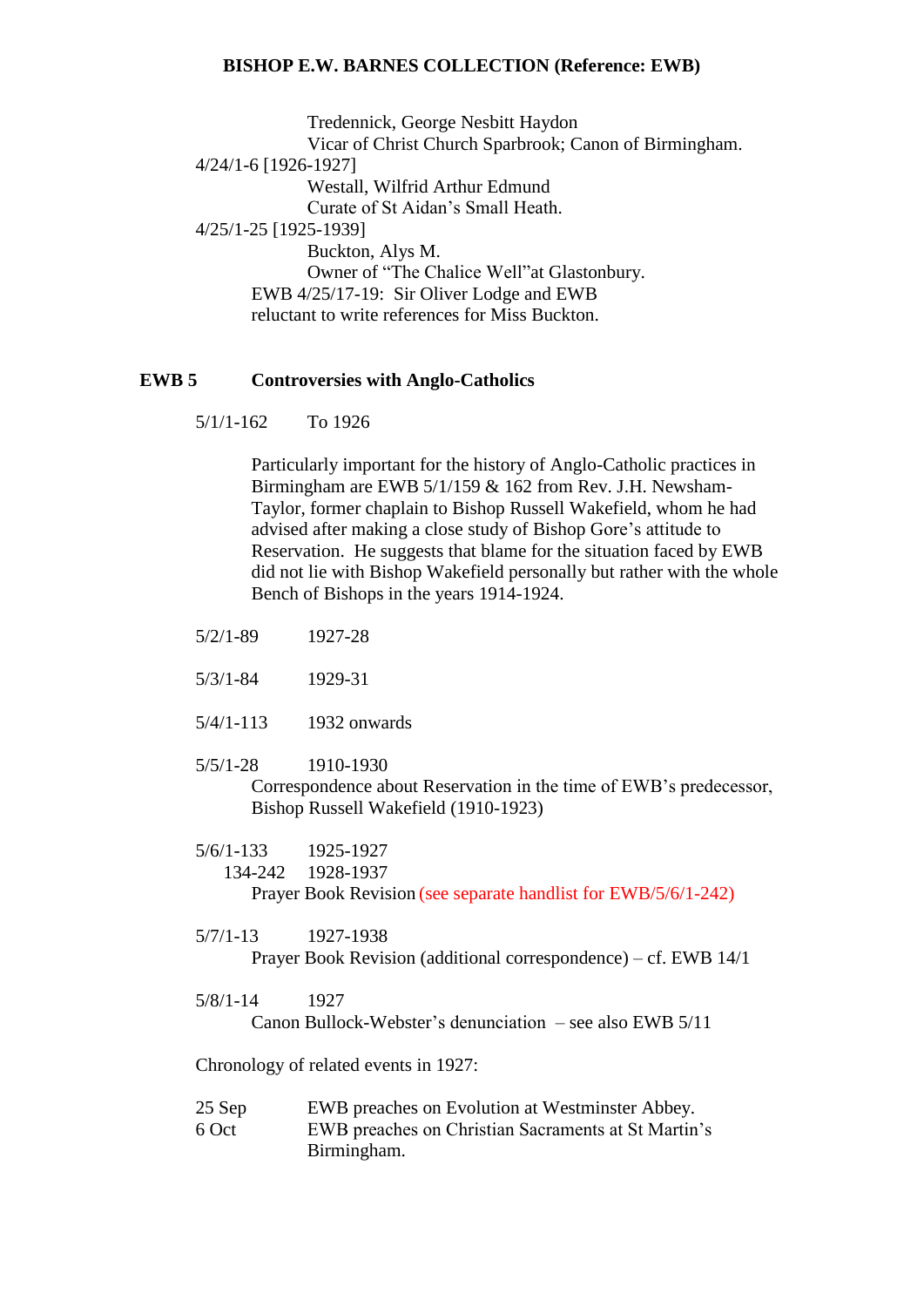Tredennick, George Nesbitt Haydon
Vicar of Christ Church Sparbrook; Canon of Birmingham.

4/24/1-6 [1926-1927]
Westall, Wilfrid Arthur Edmund
Curate of St Aidan's Small Heath.

4/25/1-25 [1925-1939]
Buckton, Alys M.
Owner of "The Chalice Well"at Glastonbury.
EWB 4/25/17-19: Sir Oliver Lodge and EWB reluctant to write references for Miss Buckton.

## EWB 5 Controversies with Anglo-Catholics

5/1/1-162 To 1926

Particularly important for the history of Anglo-Catholic practices in Birmingham are EWB 5/1/159 & 162 from Rev. J.H. Newsham-Taylor, former chaplain to Bishop Russell Wakefield, whom he had advised after making a close study of Bishop Gore's attitude to Reservation. He suggests that blame for the situation faced by EWB did not lie with Bishop Wakefield personally but rather with the whole Bench of Bishops in the years 1914-1924.

5/2/1-89 1927-28

5/3/1-84 1929-31

5/4/1-113 1932 onwards

5/5/1-28 1910-1930
Correspondence about Reservation in the time of EWB's predecessor, Bishop Russell Wakefield (1910-1923)

5/6/1-133 1925-1927
134-242 1928-1937
Prayer Book Revision (see separate handlist for EWB/5/6/1-242)

5/7/1-13 1927-1938
Prayer Book Revision (additional correspondence) – cf. EWB 14/1

5/8/1-14 1927
Canon Bullock-Webster's denunciation – see also EWB 5/11

Chronology of related events in 1927:

25 Sep EWB preaches on Evolution at Westminster Abbey.
6 Oct EWB preaches on Christian Sacraments at St Martin's Birmingham.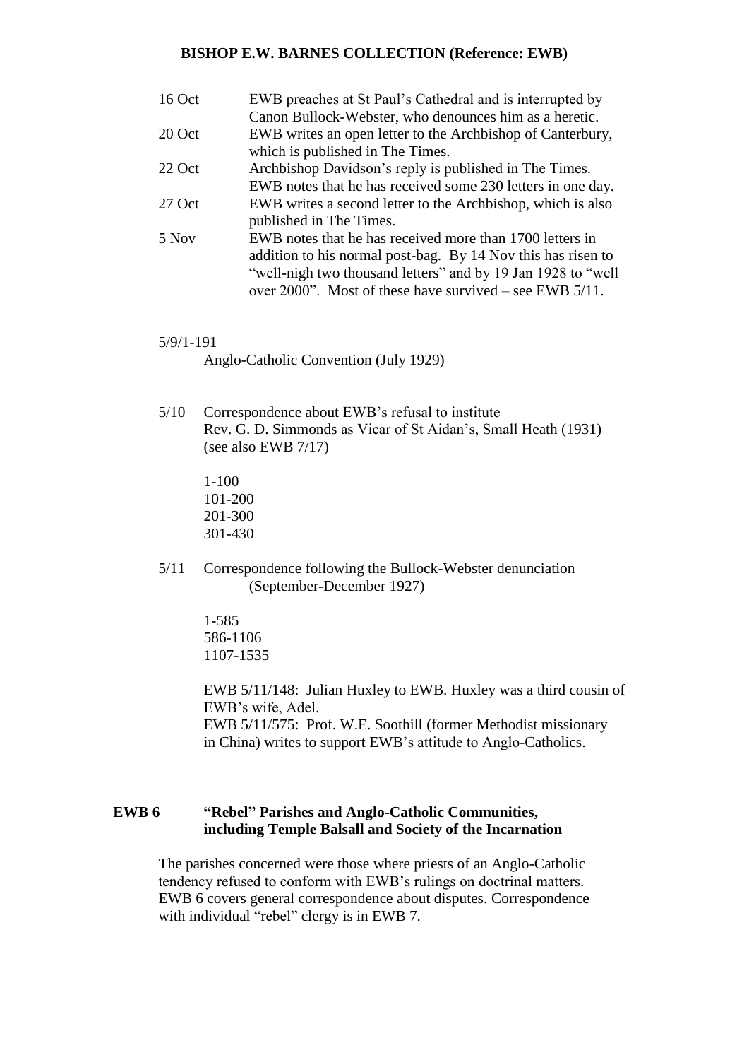| | |
|---|---|
| 16 Oct | EWB preaches at St Paul's Cathedral and is interrupted by Canon Bullock-Webster, who denounces him as a heretic. |
| 20 Oct | EWB writes an open letter to the Archbishop of Canterbury, which is published in The Times. |
| 22 Oct | Archbishop Davidson's reply is published in The Times. EWB notes that he has received some 230 letters in one day. |
| 27 Oct | EWB writes a second letter to the Archbishop, which is also published in The Times. |
| 5 Nov | EWB notes that he has received more than 1700 letters in addition to his normal post-bag. By 14 Nov this has risen to "well-nigh two thousand letters" and by 19 Jan 1928 to "well over 2000". Most of these have survived – see EWB 5/11. |

5/9/1-191

Anglo-Catholic Convention (July 1929)

5/10 Correspondence about EWB's refusal to institute Rev. G. D. Simmonds as Vicar of St Aidan's, Small Heath (1931) (see also EWB 7/17)

1-100
101-200
201-300
301-430

5/11 Correspondence following the Bullock-Webster denunciation (September-December 1927)

1-585
586-1106
1107-1535

EWB 5/11/148: Julian Huxley to EWB. Huxley was a third cousin of EWB's wife, Adel.
EWB 5/11/575: Prof. W.E. Soothill (former Methodist missionary in China) writes to support EWB's attitude to Anglo-Catholics.

## EWB 6 "Rebel" Parishes and Anglo-Catholic Communities, including Temple Balsall and Society of the Incarnation

The parishes concerned were those where priests of an Anglo-Catholic tendency refused to conform with EWB's rulings on doctrinal matters. EWB 6 covers general correspondence about disputes. Correspondence with individual "rebel" clergy is in EWB 7.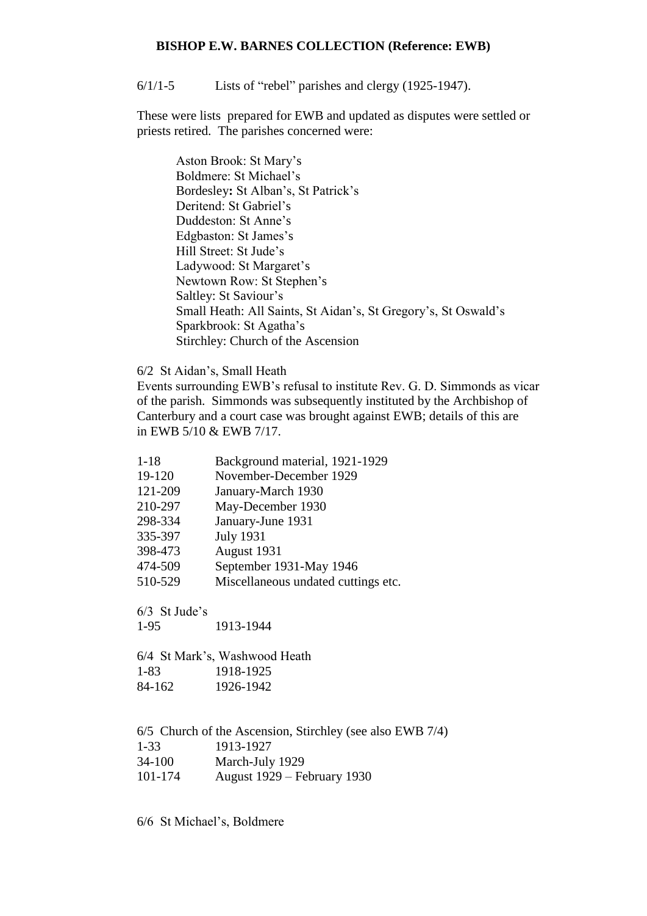**BISHOP E.W. BARNES COLLECTION (Reference: EWB)**

6/1/1-5 Lists of "rebel" parishes and clergy (1925-1947).

These were lists prepared for EWB and updated as disputes were settled or priests retired. The parishes concerned were:

Aston Brook: St Mary's
Boldmere: St Michael's
Bordesley**:** St Alban's, St Patrick's
Deritend: St Gabriel's
Duddeston: St Anne's
Edgbaston: St James's
Hill Street: St Jude's
Ladywood: St Margaret's
Newtown Row: St Stephen's
Saltley: St Saviour's
Small Heath: All Saints, St Aidan's, St Gregory's, St Oswald's
Sparkbrook: St Agatha's
Stirchley: Church of the Ascension

6/2 St Aidan's, Small Heath

Events surrounding EWB's refusal to institute Rev. G. D. Simmonds as vicar of the parish. Simmonds was subsequently instituted by the Archbishop of Canterbury and a court case was brought against EWB; details of this are in EWB 5/10 & EWB 7/17.

| | |
|---|---|
| 1-18 | Background material, 1921-1929 |
| 19-120 | November-December 1929 |
| 121-209 | January-March 1930 |
| 210-297 | May-December 1930 |
| 298-334 | January-June 1931 |
| 335-397 | July 1931 |
| 398-473 | August 1931 |
| 474-509 | September 1931-May 1946 |
| 510-529 | Miscellaneous undated cuttings etc. |

6/3 St Jude's

| | |
|---|---|
| 1-95 | 1913-1944 |

6/4 St Mark's, Washwood Heath

| | |
|---|---|
| 1-83 | 1918-1925 |
| 84-162 | 1926-1942 |

6/5 Church of the Ascension, Stirchley (see also EWB 7/4)

| | |
|---|---|
| 1-33 | 1913-1927 |
| 34-100 | March-July 1929 |
| 101-174 | August 1929 – February 1930 |

6/6 St Michael's, Boldmere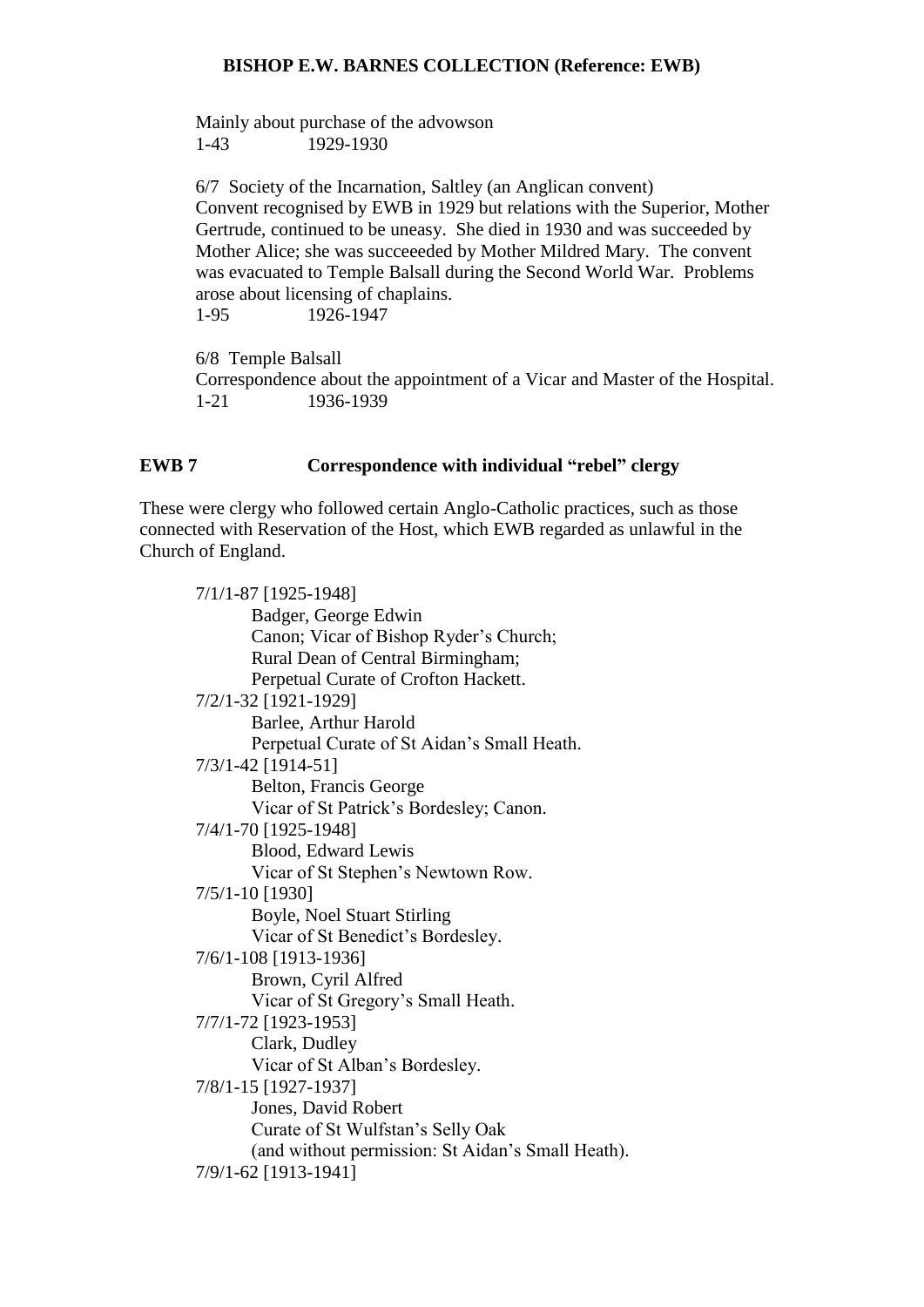Mainly about purchase of the advowson
1-43 1929-1930

6/7 Society of the Incarnation, Saltley (an Anglican convent)
Convent recognised by EWB in 1929 but relations with the Superior, Mother Gertrude, continued to be uneasy. She died in 1930 and was succeeded by Mother Alice; she was succeeeded by Mother Mildred Mary. The convent was evacuated to Temple Balsall during the Second World War. Problems arose about licensing of chaplains.
1-95 1926-1947

6/8 Temple Balsall
Correspondence about the appointment of a Vicar and Master of the Hospital.
1-21 1936-1939

## EWB 7 Correspondence with individual "rebel" clergy

These were clergy who followed certain Anglo-Catholic practices, such as those connected with Reservation of the Host, which EWB regarded as unlawful in the Church of England.

7/1/1-87 [1925-1948]
Badger, George Edwin
Canon; Vicar of Bishop Ryder's Church;
Rural Dean of Central Birmingham;
Perpetual Curate of Crofton Hackett.

7/2/1-32 [1921-1929]
Barlee, Arthur Harold
Perpetual Curate of St Aidan's Small Heath.

7/3/1-42 [1914-51]
Belton, Francis George
Vicar of St Patrick's Bordesley; Canon.

7/4/1-70 [1925-1948]
Blood, Edward Lewis
Vicar of St Stephen's Newtown Row.

7/5/1-10 [1930]
Boyle, Noel Stuart Stirling
Vicar of St Benedict's Bordesley.

7/6/1-108 [1913-1936]
Brown, Cyril Alfred
Vicar of St Gregory's Small Heath.

7/7/1-72 [1923-1953]
Clark, Dudley
Vicar of St Alban's Bordesley.

7/8/1-15 [1927-1937]
Jones, David Robert
Curate of St Wulfstan's Selly Oak
(and without permission: St Aidan's Small Heath).

7/9/1-62 [1913-1941]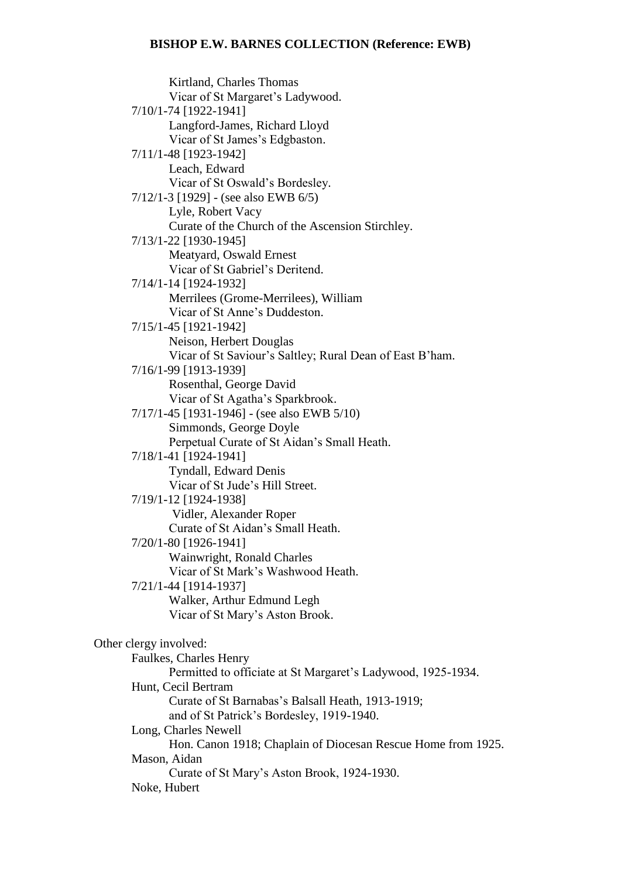Kirtland, Charles Thomas
Vicar of St Margaret's Ladywood.

7/10/1-74 [1922-1941]
Langford-James, Richard Lloyd
Vicar of St James's Edgbaston.

7/11/1-48 [1923-1942]
Leach, Edward
Vicar of St Oswald's Bordesley.

7/12/1-3 [1929] - (see also EWB 6/5)
Lyle, Robert Vacy
Curate of the Church of the Ascension Stirchley.

7/13/1-22 [1930-1945]
Meatyard, Oswald Ernest
Vicar of St Gabriel's Deritend.

7/14/1-14 [1924-1932]
Merrilees (Grome-Merrilees), William
Vicar of St Anne's Duddeston.

7/15/1-45 [1921-1942]
Neison, Herbert Douglas
Vicar of St Saviour's Saltley; Rural Dean of East B'ham.

7/16/1-99 [1913-1939]
Rosenthal, George David
Vicar of St Agatha's Sparkbrook.

7/17/1-45 [1931-1946] - (see also EWB 5/10)
Simmonds, George Doyle
Perpetual Curate of St Aidan's Small Heath.

7/18/1-41 [1924-1941]
Tyndall, Edward Denis
Vicar of St Jude's Hill Street.

7/19/1-12 [1924-1938]
Vidler, Alexander Roper
Curate of St Aidan's Small Heath.

7/20/1-80 [1926-1941]
Wainwright, Ronald Charles
Vicar of St Mark's Washwood Heath.

7/21/1-44 [1914-1937]
Walker, Arthur Edmund Legh
Vicar of St Mary's Aston Brook.

Other clergy involved:

Faulkes, Charles Henry
Permitted to officiate at St Margaret's Ladywood, 1925-1934.

Hunt, Cecil Bertram
Curate of St Barnabas's Balsall Heath, 1913-1919;
and of St Patrick's Bordesley, 1919-1940.

Long, Charles Newell
Hon. Canon 1918; Chaplain of Diocesan Rescue Home from 1925.

Mason, Aidan
Curate of St Mary's Aston Brook, 1924-1930.

Noke, Hubert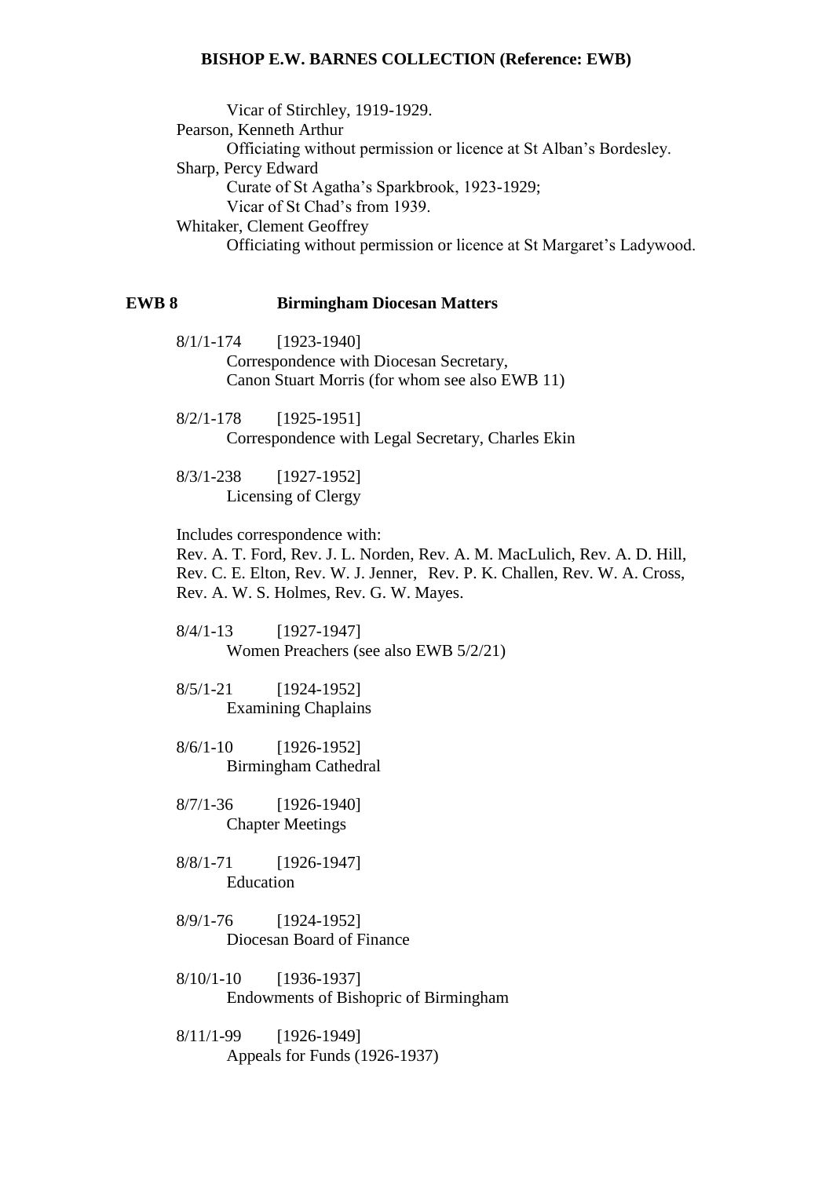Vicar of Stirchley, 1919-1929.

Pearson, Kenneth Arthur

Officiating without permission or licence at St Alban's Bordesley.

Sharp, Percy Edward

Curate of St Agatha's Sparkbrook, 1923-1929;
Vicar of St Chad's from 1939.

Whitaker, Clement Geoffrey

Officiating without permission or licence at St Margaret's Ladywood.

## EWB 8 Birmingham Diocesan Matters

8/1/1-174 [1923-1940]
Correspondence with Diocesan Secretary,
Canon Stuart Morris (for whom see also EWB 11)

8/2/1-178 [1925-1951]
Correspondence with Legal Secretary, Charles Ekin

8/3/1-238 [1927-1952]
Licensing of Clergy

Includes correspondence with:
Rev. A. T. Ford, Rev. J. L. Norden, Rev. A. M. MacLulich, Rev. A. D. Hill, Rev. C. E. Elton, Rev. W. J. Jenner, Rev. P. K. Challen, Rev. W. A. Cross, Rev. A. W. S. Holmes, Rev. G. W. Mayes.

8/4/1-13 [1927-1947]
Women Preachers (see also EWB 5/2/21)

8/5/1-21 [1924-1952]
Examining Chaplains

8/6/1-10 [1926-1952]
Birmingham Cathedral

8/7/1-36 [1926-1940]
Chapter Meetings

8/8/1-71 [1926-1947]
Education

8/9/1-76 [1924-1952]
Diocesan Board of Finance

8/10/1-10 [1936-1937]
Endowments of Bishopric of Birmingham

8/11/1-99 [1926-1949]
Appeals for Funds (1926-1937)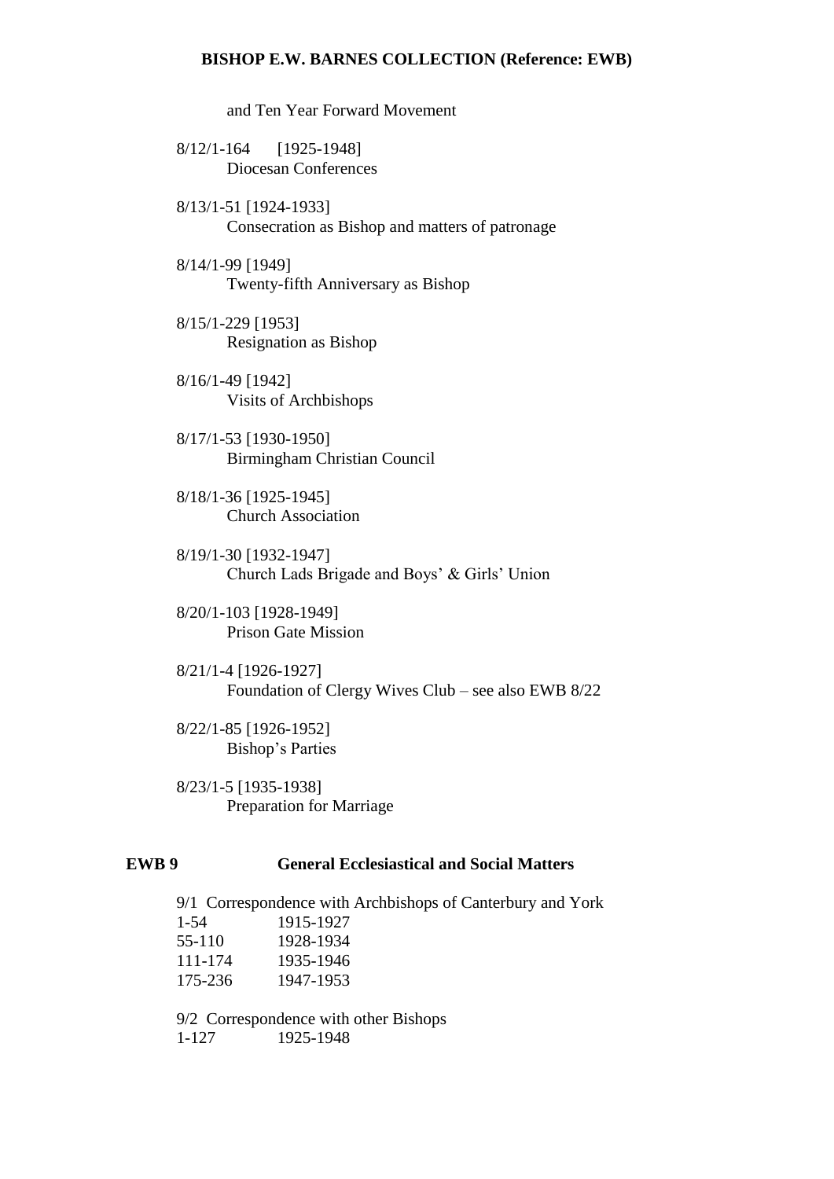and Ten Year Forward Movement

8/12/1-164 [1925-1948]
Diocesan Conferences

8/13/1-51 [1924-1933]
Consecration as Bishop and matters of patronage

8/14/1-99 [1949]
Twenty-fifth Anniversary as Bishop

8/15/1-229 [1953]
Resignation as Bishop

8/16/1-49 [1942]
Visits of Archbishops

8/17/1-53 [1930-1950]
Birmingham Christian Council

8/18/1-36 [1925-1945]
Church Association

8/19/1-30 [1932-1947]
Church Lads Brigade and Boys' & Girls' Union

8/20/1-103 [1928-1949]
Prison Gate Mission

8/21/1-4 [1926-1927]
Foundation of Clergy Wives Club – see also EWB 8/22

8/22/1-85 [1926-1952]
Bishop's Parties

8/23/1-5 [1935-1938]
Preparation for Marriage

## EWB 9 General Ecclesiastical and Social Matters

9/1 Correspondence with Archbishops of Canterbury and York

| | |
|---|---|
| 1-54 | 1915-1927 |
| 55-110 | 1928-1934 |
| 111-174 | 1935-1946 |
| 175-236 | 1947-1953 |

9/2 Correspondence with other Bishops

| | |
|---|---|
| 1-127 | 1925-1948 |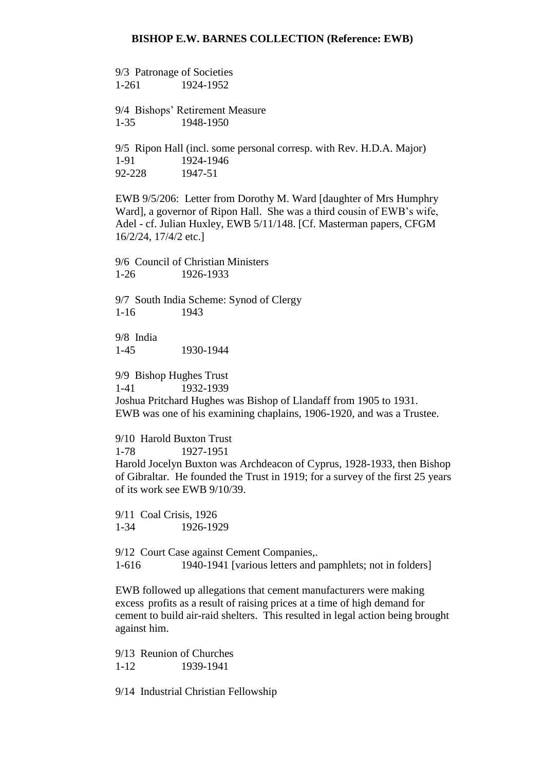9/3 Patronage of Societies
1-261 1924-1952

9/4 Bishops' Retirement Measure
1-35 1948-1950

9/5 Ripon Hall (incl. some personal corresp. with Rev. H.D.A. Major)
1-91 1924-1946
92-228 1947-51

EWB 9/5/206: Letter from Dorothy M. Ward [daughter of Mrs Humphry Ward], a governor of Ripon Hall. She was a third cousin of EWB's wife, Adel - cf. Julian Huxley, EWB 5/11/148. [Cf. Masterman papers, CFGM 16/2/24, 17/4/2 etc.]

9/6 Council of Christian Ministers
1-26 1926-1933

9/7 South India Scheme: Synod of Clergy
1-16 1943

9/8 India
1-45 1930-1944

9/9 Bishop Hughes Trust
1-41 1932-1939
Joshua Pritchard Hughes was Bishop of Llandaff from 1905 to 1931. EWB was one of his examining chaplains, 1906-1920, and was a Trustee.

9/10 Harold Buxton Trust
1-78 1927-1951
Harold Jocelyn Buxton was Archdeacon of Cyprus, 1928-1933, then Bishop of Gibraltar. He founded the Trust in 1919; for a survey of the first 25 years of its work see EWB 9/10/39.

9/11 Coal Crisis, 1926
1-34 1926-1929

9/12 Court Case against Cement Companies,.
1-616 1940-1941 [various letters and pamphlets; not in folders]

EWB followed up allegations that cement manufacturers were making excess profits as a result of raising prices at a time of high demand for cement to build air-raid shelters. This resulted in legal action being brought against him.

9/13 Reunion of Churches
1-12 1939-1941

9/14 Industrial Christian Fellowship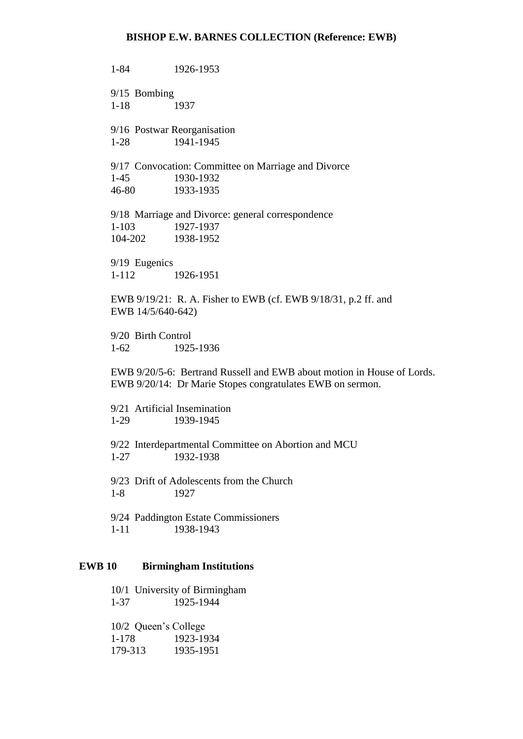1-84 1926-1953

9/15 Bombing
1-18 1937

9/16 Postwar Reorganisation
1-28 1941-1945

9/17 Convocation: Committee on Marriage and Divorce
1-45 1930-1932
46-80 1933-1935

9/18 Marriage and Divorce: general correspondence
1-103 1927-1937
104-202 1938-1952

9/19 Eugenics
1-112 1926-1951

EWB 9/19/21: R. A. Fisher to EWB (cf. EWB 9/18/31, p.2 ff. and EWB 14/5/640-642)

9/20 Birth Control
1-62 1925-1936

EWB 9/20/5-6: Bertrand Russell and EWB about motion in House of Lords.
EWB 9/20/14: Dr Marie Stopes congratulates EWB on sermon.

9/21 Artificial Insemination
1-29 1939-1945

9/22 Interdepartmental Committee on Abortion and MCU
1-27 1932-1938

9/23 Drift of Adolescents from the Church
1-8 1927

9/24 Paddington Estate Commissioners
1-11 1938-1943

## EWB 10 Birmingham Institutions

10/1 University of Birmingham
1-37 1925-1944

10/2 Queen's College
1-178 1923-1934
179-313 1935-1951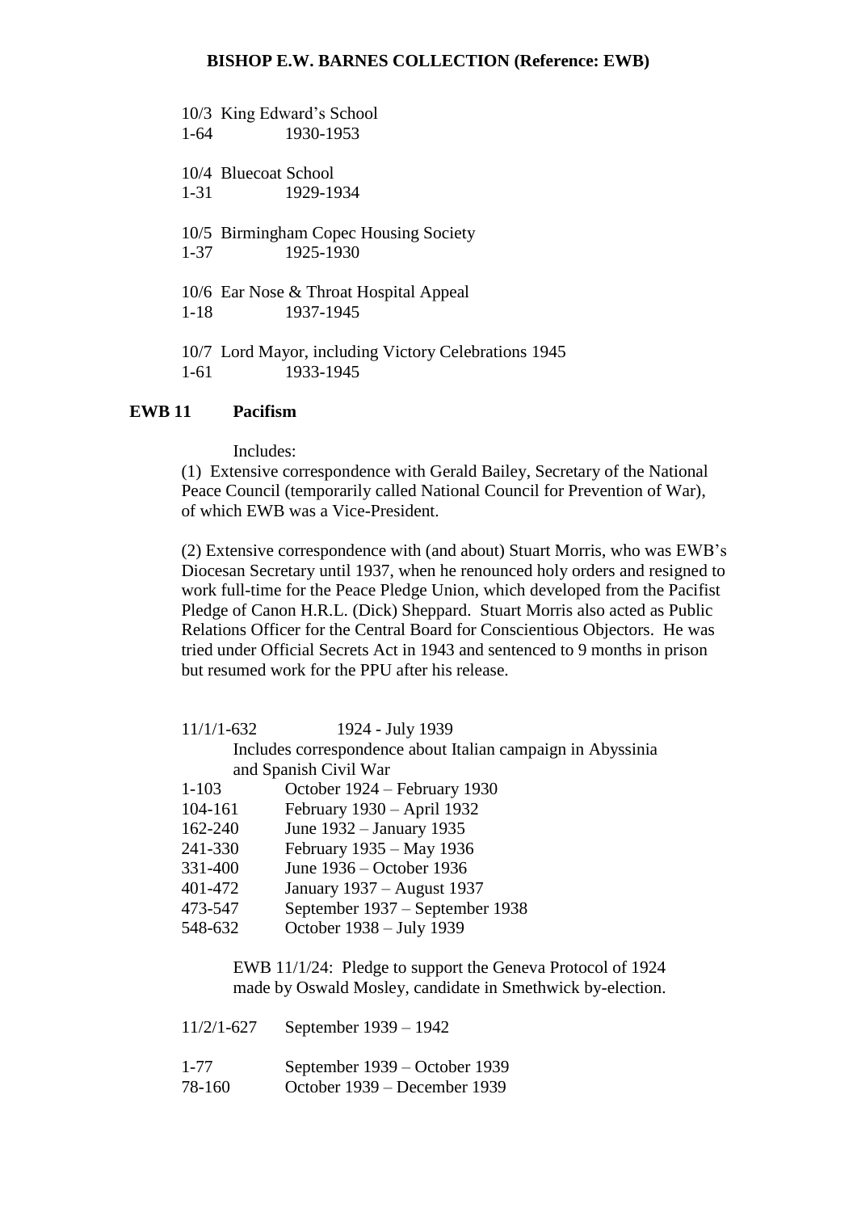10/3 King Edward's School
1-64 1930-1953

10/4 Bluecoat School
1-31 1929-1934

10/5 Birmingham Copec Housing Society
1-37 1925-1930

10/6 Ear Nose & Throat Hospital Appeal
1-18 1937-1945

10/7 Lord Mayor, including Victory Celebrations 1945
1-61 1933-1945

## EWB 11 Pacifism

Includes:

(1) Extensive correspondence with Gerald Bailey, Secretary of the National Peace Council (temporarily called National Council for Prevention of War), of which EWB was a Vice-President.

(2) Extensive correspondence with (and about) Stuart Morris, who was EWB's Diocesan Secretary until 1937, when he renounced holy orders and resigned to work full-time for the Peace Pledge Union, which developed from the Pacifist Pledge of Canon H.R.L. (Dick) Sheppard. Stuart Morris also acted as Public Relations Officer for the Central Board for Conscientious Objectors. He was tried under Official Secrets Act in 1943 and sentenced to 9 months in prison but resumed work for the PPU after his release.

11/1/1-632 1924 - July 1939
Includes correspondence about Italian campaign in Abyssinia and Spanish Civil War

| | |
|---|---|
| 1-103 | October 1924 – February 1930 |
| 104-161 | February 1930 – April 1932 |
| 162-240 | June 1932 – January 1935 |
| 241-330 | February 1935 – May 1936 |
| 331-400 | June 1936 – October 1936 |
| 401-472 | January 1937 – August 1937 |
| 473-547 | September 1937 – September 1938 |
| 548-632 | October 1938 – July 1939 |

EWB 11/1/24: Pledge to support the Geneva Protocol of 1924 made by Oswald Mosley, candidate in Smethwick by-election.

11/2/1-627 September 1939 – 1942

| | |
|---|---|
| 1-77 | September 1939 – October 1939 |
| 78-160 | October 1939 – December 1939 |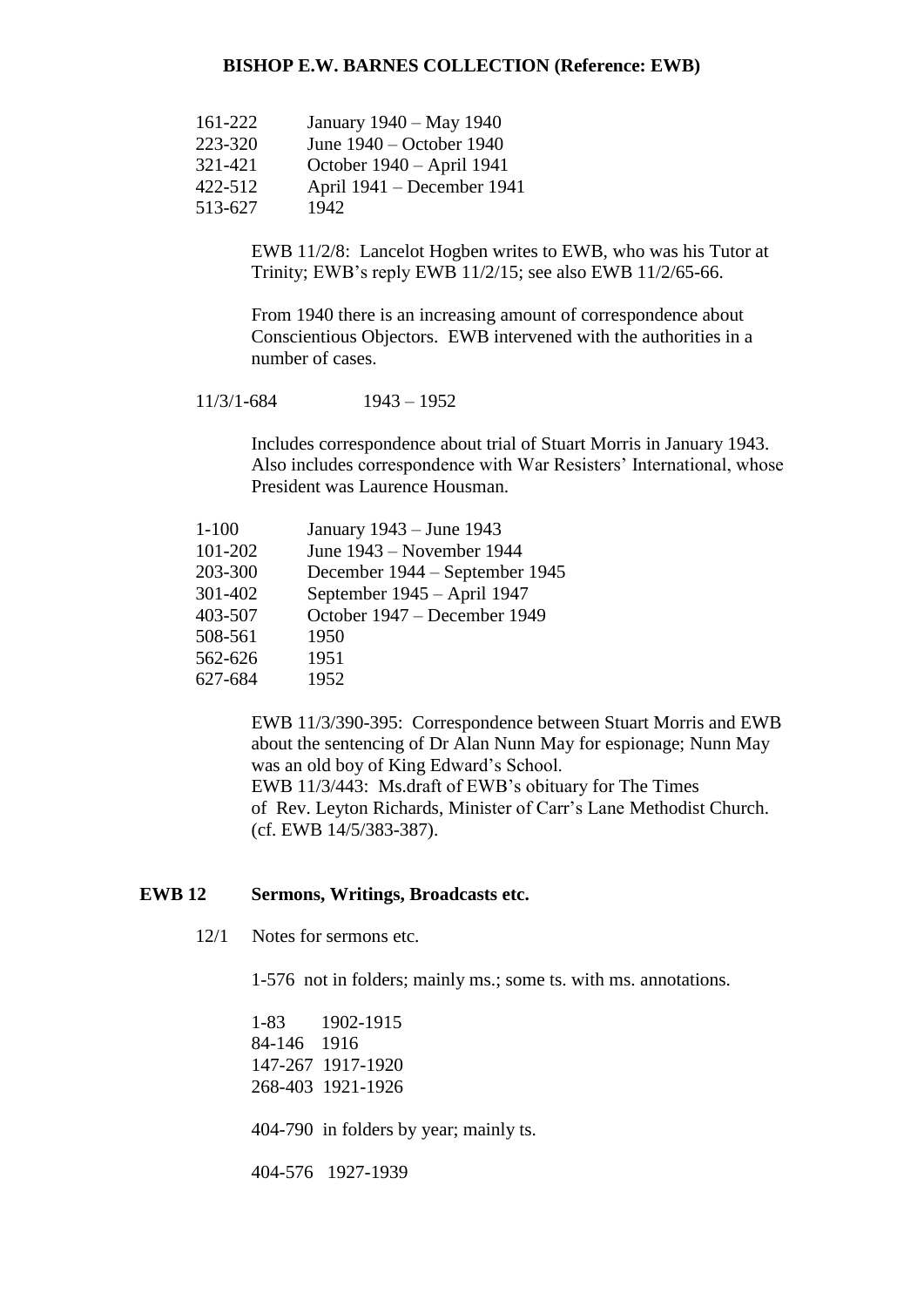| | |
|---|---|
| 161-222 | January 1940 – May 1940 |
| 223-320 | June 1940 – October 1940 |
| 321-421 | October 1940 – April 1941 |
| 422-512 | April 1941 – December 1941 |
| 513-627 | 1942 |

EWB 11/2/8: Lancelot Hogben writes to EWB, who was his Tutor at Trinity; EWB's reply EWB 11/2/15; see also EWB 11/2/65-66.

From 1940 there is an increasing amount of correspondence about Conscientious Objectors. EWB intervened with the authorities in a number of cases.

11/3/1-684 1943 – 1952

Includes correspondence about trial of Stuart Morris in January 1943. Also includes correspondence with War Resisters' International, whose President was Laurence Housman.

| | |
|---|---|
| 1-100 | January 1943 – June 1943 |
| 101-202 | June 1943 – November 1944 |
| 203-300 | December 1944 – September 1945 |
| 301-402 | September 1945 – April 1947 |
| 403-507 | October 1947 – December 1949 |
| 508-561 | 1950 |
| 562-626 | 1951 |
| 627-684 | 1952 |

EWB 11/3/390-395: Correspondence between Stuart Morris and EWB about the sentencing of Dr Alan Nunn May for espionage; Nunn May was an old boy of King Edward's School.
EWB 11/3/443: Ms.draft of EWB's obituary for The Times of Rev. Leyton Richards, Minister of Carr's Lane Methodist Church. (cf. EWB 14/5/383-387).

## EWB 12 Sermons, Writings, Broadcasts etc.

12/1 Notes for sermons etc.

1-576 not in folders; mainly ms.; some ts. with ms. annotations.

1-83 1902-1915
84-146 1916
147-267 1917-1920
268-403 1921-1926

404-790 in folders by year; mainly ts.

404-576 1927-1939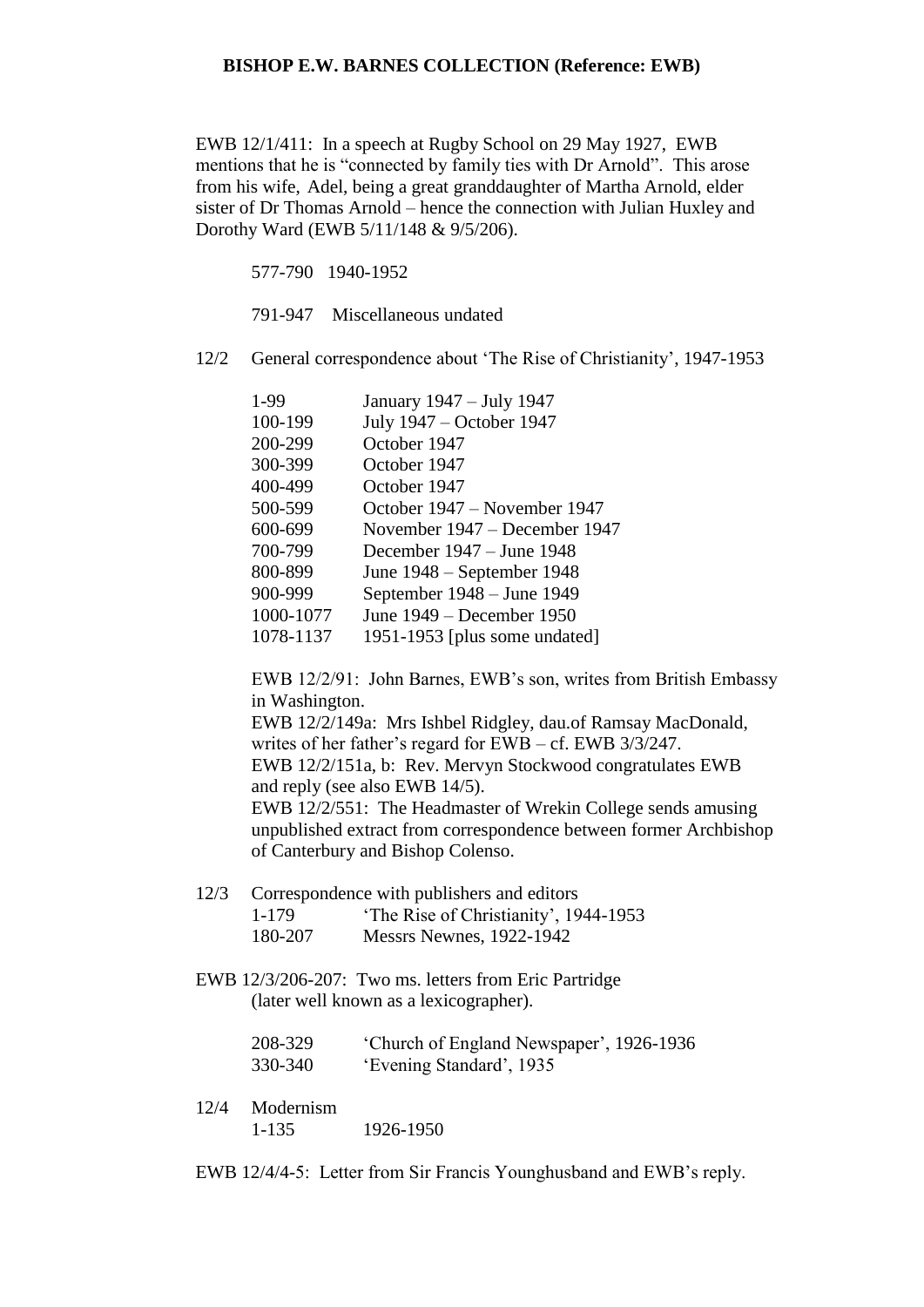**BISHOP E.W. BARNES COLLECTION (Reference: EWB)**

EWB 12/1/411: In a speech at Rugby School on 29 May 1927, EWB mentions that he is "connected by family ties with Dr Arnold". This arose from his wife, Adel, being a great granddaughter of Martha Arnold, elder sister of Dr Thomas Arnold – hence the connection with Julian Huxley and Dorothy Ward (EWB 5/11/148 & 9/5/206).

577-790 1940-1952

791-947 Miscellaneous undated

12/2 General correspondence about 'The Rise of Christianity', 1947-1953

| | |
|---|---|
| 1-99 | January 1947 – July 1947 |
| 100-199 | July 1947 – October 1947 |
| 200-299 | October 1947 |
| 300-399 | October 1947 |
| 400-499 | October 1947 |
| 500-599 | October 1947 – November 1947 |
| 600-699 | November 1947 – December 1947 |
| 700-799 | December 1947 – June 1948 |
| 800-899 | June 1948 – September 1948 |
| 900-999 | September 1948 – June 1949 |
| 1000-1077 | June 1949 – December 1950 |
| 1078-1137 | 1951-1953 [plus some undated] |

EWB 12/2/91: John Barnes, EWB's son, writes from British Embassy in Washington.
EWB 12/2/149a: Mrs Ishbel Ridgley, dau.of Ramsay MacDonald, writes of her father's regard for EWB – cf. EWB 3/3/247.
EWB 12/2/151a, b: Rev. Mervyn Stockwood congratulates EWB and reply (see also EWB 14/5).
EWB 12/2/551: The Headmaster of Wrekin College sends amusing unpublished extract from correspondence between former Archbishop of Canterbury and Bishop Colenso.

12/3 Correspondence with publishers and editors

| | |
|---|---|
| 1-179 | 'The Rise of Christianity', 1944-1953 |
| 180-207 | Messrs Newnes, 1922-1942 |

EWB 12/3/206-207: Two ms. letters from Eric Partridge (later well known as a lexicographer).

| | |
|---|---|
| 208-329 | 'Church of England Newspaper', 1926-1936 |
| 330-340 | 'Evening Standard', 1935 |

12/4 Modernism

1-135 1926-1950

EWB 12/4/4-5: Letter from Sir Francis Younghusband and EWB's reply.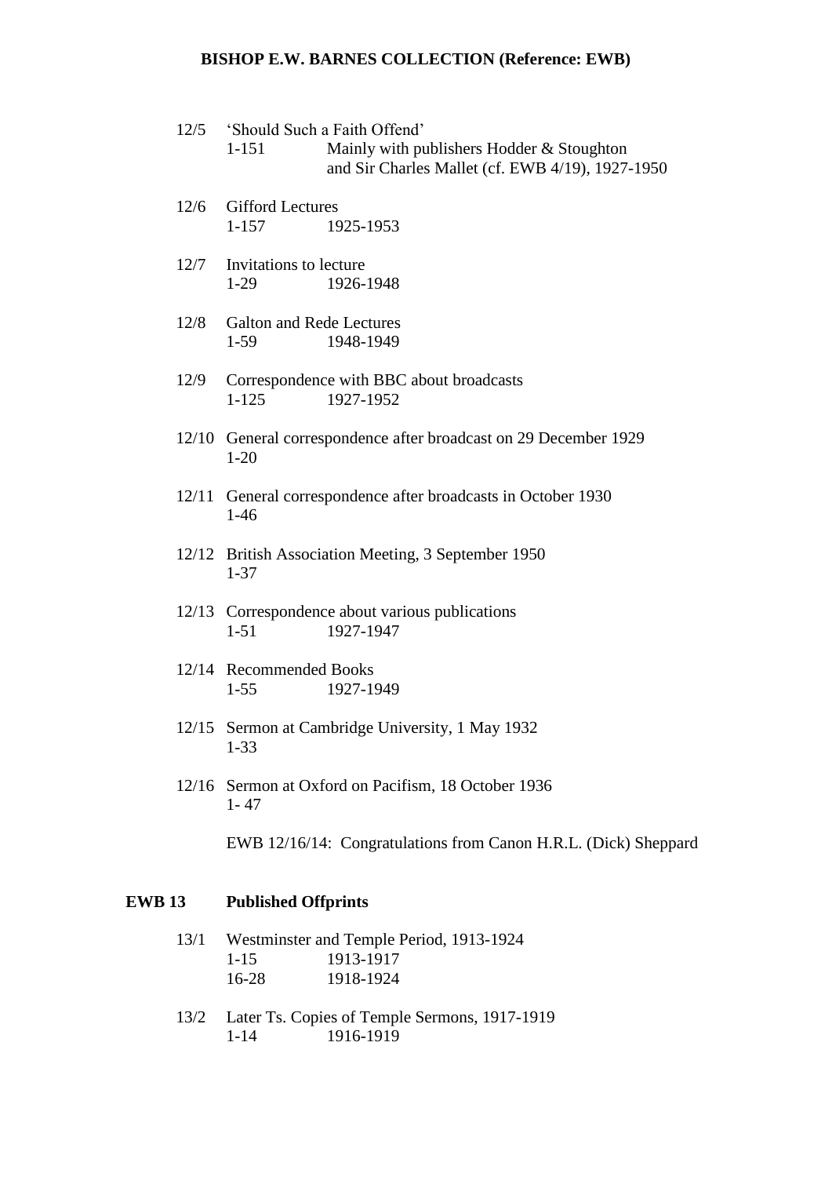12/5 'Should Such a Faith Offend'

1-151 Mainly with publishers Hodder & Stoughton and Sir Charles Mallet (cf. EWB 4/19), 1927-1950

12/6 Gifford Lectures

1-157 1925-1953

12/7 Invitations to lecture

1-29 1926-1948

12/8 Galton and Rede Lectures

1-59 1948-1949

12/9 Correspondence with BBC about broadcasts

1-125 1927-1952

12/10 General correspondence after broadcast on 29 December 1929

1-20

12/11 General correspondence after broadcasts in October 1930

1-46

12/12 British Association Meeting, 3 September 1950

1-37

12/13 Correspondence about various publications

1-51 1927-1947

12/14 Recommended Books

1-55 1927-1949

12/15 Sermon at Cambridge University, 1 May 1932

1-33

12/16 Sermon at Oxford on Pacifism, 18 October 1936

1- 47

EWB 12/16/14: Congratulations from Canon H.R.L. (Dick) Sheppard

## EWB 13 Published Offprints

13/1 Westminster and Temple Period, 1913-1924

1-15 1913-1917

16-28 1918-1924

13/2 Later Ts. Copies of Temple Sermons, 1917-1919

1-14 1916-1919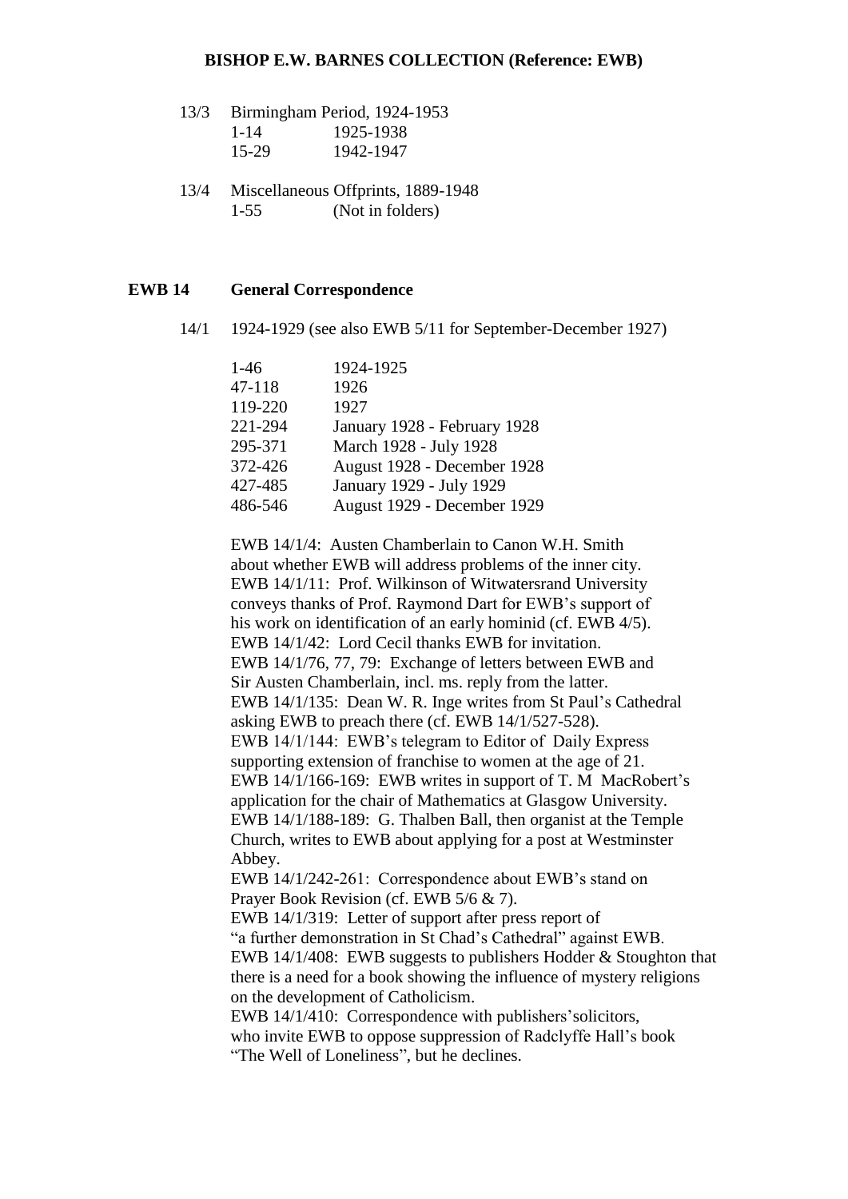13/3 Birmingham Period, 1924-1953

| | |
|---|---|
| 1-14 | 1925-1938 |
| 15-29 | 1942-1947 |

13/4 Miscellaneous Offprints, 1889-1948

| | |
|---|---|
| 1-55 | (Not in folders) |

## EWB 14 General Correspondence

14/1 1924-1929 (see also EWB 5/11 for September-December 1927)

| | |
|---|---|
| 1-46 | 1924-1925 |
| 47-118 | 1926 |
| 119-220 | 1927 |
| 221-294 | January 1928 - February 1928 |
| 295-371 | March 1928 - July 1928 |
| 372-426 | August 1928 - December 1928 |
| 427-485 | January 1929 - July 1929 |
| 486-546 | August 1929 - December 1929 |

EWB 14/1/4: Austen Chamberlain to Canon W.H. Smith about whether EWB will address problems of the inner city.
EWB 14/1/11: Prof. Wilkinson of Witwatersrand University conveys thanks of Prof. Raymond Dart for EWB's support of his work on identification of an early hominid (cf. EWB 4/5).
EWB 14/1/42: Lord Cecil thanks EWB for invitation.
EWB 14/1/76, 77, 79: Exchange of letters between EWB and Sir Austen Chamberlain, incl. ms. reply from the latter.
EWB 14/1/135: Dean W. R. Inge writes from St Paul's Cathedral asking EWB to preach there (cf. EWB 14/1/527-528).
EWB 14/1/144: EWB's telegram to Editor of Daily Express supporting extension of franchise to women at the age of 21.
EWB 14/1/166-169: EWB writes in support of T. M MacRobert's application for the chair of Mathematics at Glasgow University.
EWB 14/1/188-189: G. Thalben Ball, then organist at the Temple Church, writes to EWB about applying for a post at Westminster Abbey.
EWB 14/1/242-261: Correspondence about EWB's stand on Prayer Book Revision (cf. EWB 5/6 & 7).
EWB 14/1/319: Letter of support after press report of "a further demonstration in St Chad's Cathedral" against EWB.
EWB 14/1/408: EWB suggests to publishers Hodder & Stoughton that there is a need for a book showing the influence of mystery religions on the development of Catholicism.
EWB 14/1/410: Correspondence with publishers'solicitors, who invite EWB to oppose suppression of Radclyffe Hall's book "The Well of Loneliness", but he declines.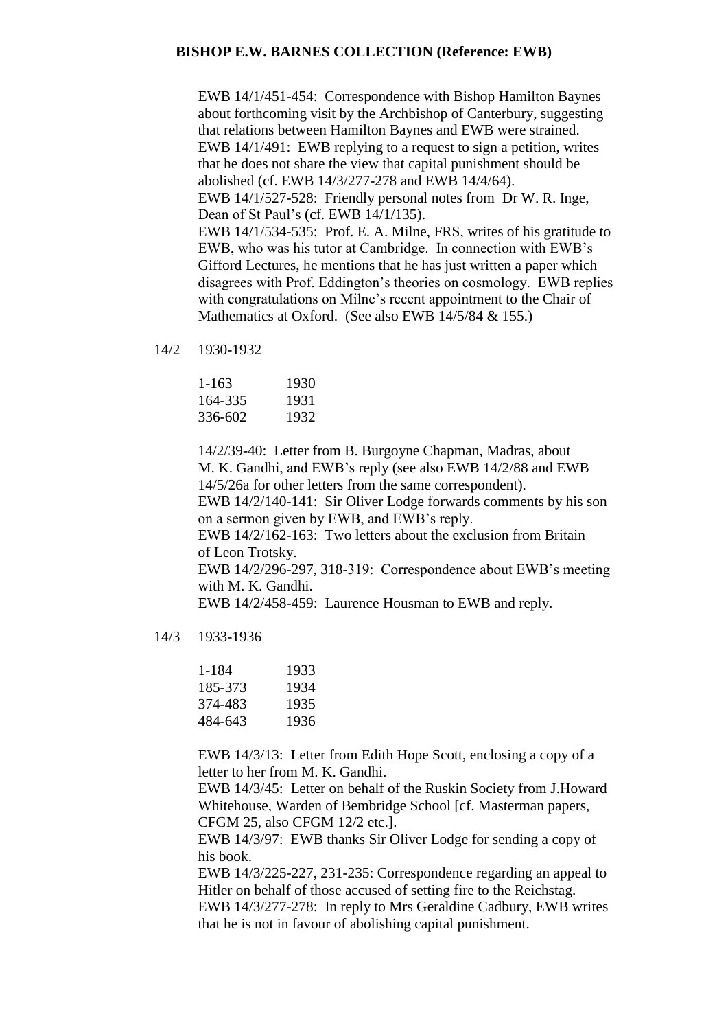EWB 14/1/451-454: Correspondence with Bishop Hamilton Baynes about forthcoming visit by the Archbishop of Canterbury, suggesting that relations between Hamilton Baynes and EWB were strained.
EWB 14/1/491: EWB replying to a request to sign a petition, writes that he does not share the view that capital punishment should be abolished (cf. EWB 14/3/277-278 and EWB 14/4/64).
EWB 14/1/527-528: Friendly personal notes from Dr W. R. Inge, Dean of St Paul's (cf. EWB 14/1/135).
EWB 14/1/534-535: Prof. E. A. Milne, FRS, writes of his gratitude to EWB, who was his tutor at Cambridge. In connection with EWB's Gifford Lectures, he mentions that he has just written a paper which disagrees with Prof. Eddington's theories on cosmology. EWB replies with congratulations on Milne's recent appointment to the Chair of Mathematics at Oxford. (See also EWB 14/5/84 & 155.)

14/2 1930-1932

| | |
|---|---|
| 1-163 | 1930 |
| 164-335 | 1931 |
| 336-602 | 1932 |

14/2/39-40: Letter from B. Burgoyne Chapman, Madras, about M. K. Gandhi, and EWB's reply (see also EWB 14/2/88 and EWB 14/5/26a for other letters from the same correspondent).
EWB 14/2/140-141: Sir Oliver Lodge forwards comments by his son on a sermon given by EWB, and EWB's reply.
EWB 14/2/162-163: Two letters about the exclusion from Britain of Leon Trotsky.
EWB 14/2/296-297, 318-319: Correspondence about EWB's meeting with M. K. Gandhi.
EWB 14/2/458-459: Laurence Housman to EWB and reply.

14/3 1933-1936

| | |
|---|---|
| 1-184 | 1933 |
| 185-373 | 1934 |
| 374-483 | 1935 |
| 484-643 | 1936 |

EWB 14/3/13: Letter from Edith Hope Scott, enclosing a copy of a letter to her from M. K. Gandhi.
EWB 14/3/45: Letter on behalf of the Ruskin Society from J.Howard Whitehouse, Warden of Bembridge School [cf. Masterman papers, CFGM 25, also CFGM 12/2 etc.].
EWB 14/3/97: EWB thanks Sir Oliver Lodge for sending a copy of his book.
EWB 14/3/225-227, 231-235: Correspondence regarding an appeal to Hitler on behalf of those accused of setting fire to the Reichstag.
EWB 14/3/277-278: In reply to Mrs Geraldine Cadbury, EWB writes that he is not in favour of abolishing capital punishment.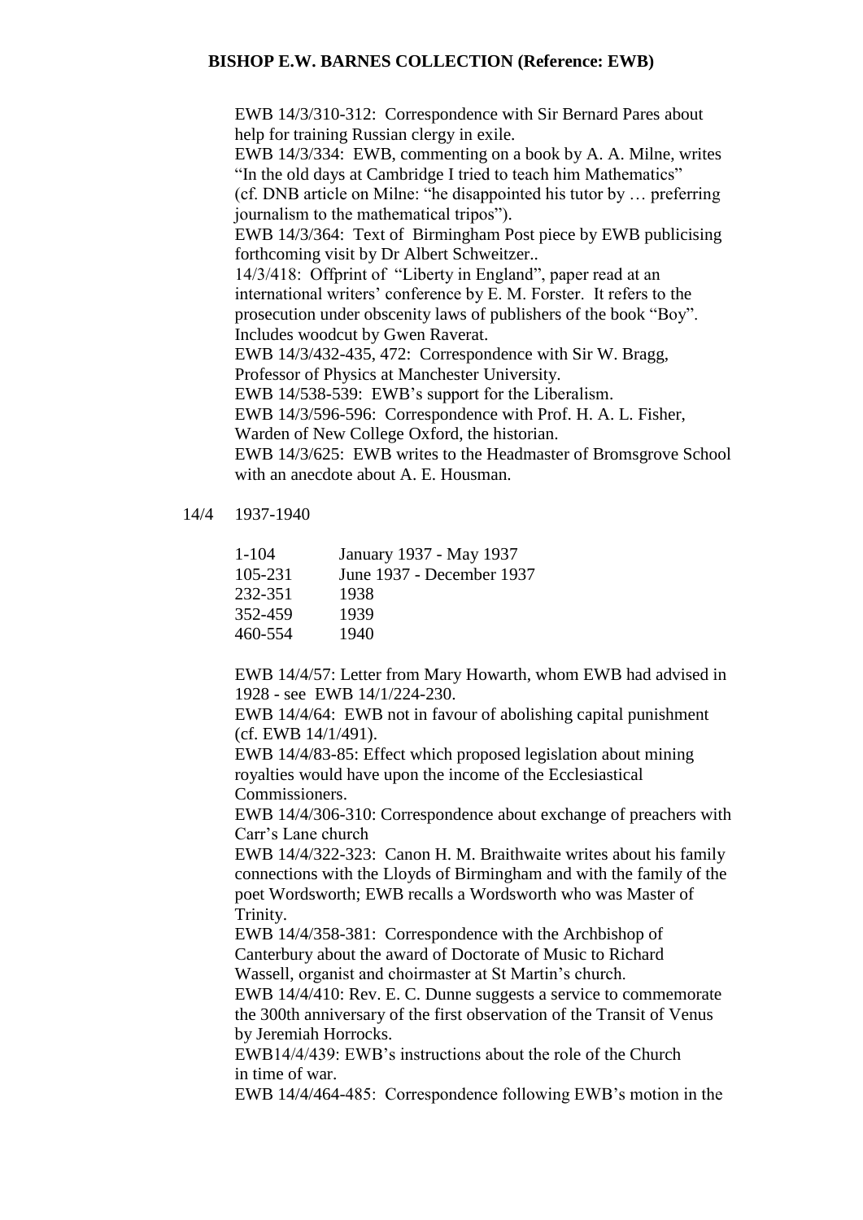EWB 14/3/310-312: Correspondence with Sir Bernard Pares about help for training Russian clergy in exile.
EWB 14/3/334: EWB, commenting on a book by A. A. Milne, writes "In the old days at Cambridge I tried to teach him Mathematics" (cf. DNB article on Milne: "he disappointed his tutor by … preferring journalism to the mathematical tripos").
EWB 14/3/364: Text of Birmingham Post piece by EWB publicising forthcoming visit by Dr Albert Schweitzer..
14/3/418: Offprint of "Liberty in England", paper read at an international writers' conference by E. M. Forster. It refers to the prosecution under obscenity laws of publishers of the book "Boy". Includes woodcut by Gwen Raverat.
EWB 14/3/432-435, 472: Correspondence with Sir W. Bragg, Professor of Physics at Manchester University.
EWB 14/538-539: EWB's support for the Liberalism.
EWB 14/3/596-596: Correspondence with Prof. H. A. L. Fisher, Warden of New College Oxford, the historian.
EWB 14/3/625: EWB writes to the Headmaster of Bromsgrove School with an anecdote about A. E. Housman.

14/4 1937-1940

| | |
|---|---|
| 1-104 | January 1937 - May 1937 |
| 105-231 | June 1937 - December 1937 |
| 232-351 | 1938 |
| 352-459 | 1939 |
| 460-554 | 1940 |

EWB 14/4/57: Letter from Mary Howarth, whom EWB had advised in 1928 - see EWB 14/1/224-230.
EWB 14/4/64: EWB not in favour of abolishing capital punishment (cf. EWB 14/1/491).
EWB 14/4/83-85: Effect which proposed legislation about mining royalties would have upon the income of the Ecclesiastical Commissioners.
EWB 14/4/306-310: Correspondence about exchange of preachers with Carr's Lane church
EWB 14/4/322-323: Canon H. M. Braithwaite writes about his family connections with the Lloyds of Birmingham and with the family of the poet Wordsworth; EWB recalls a Wordsworth who was Master of Trinity.
EWB 14/4/358-381: Correspondence with the Archbishop of Canterbury about the award of Doctorate of Music to Richard Wassell, organist and choirmaster at St Martin's church.
EWB 14/4/410: Rev. E. C. Dunne suggests a service to commemorate the 300th anniversary of the first observation of the Transit of Venus by Jeremiah Horrocks.
EWB14/4/439: EWB's instructions about the role of the Church in time of war.
EWB 14/4/464-485: Correspondence following EWB's motion in the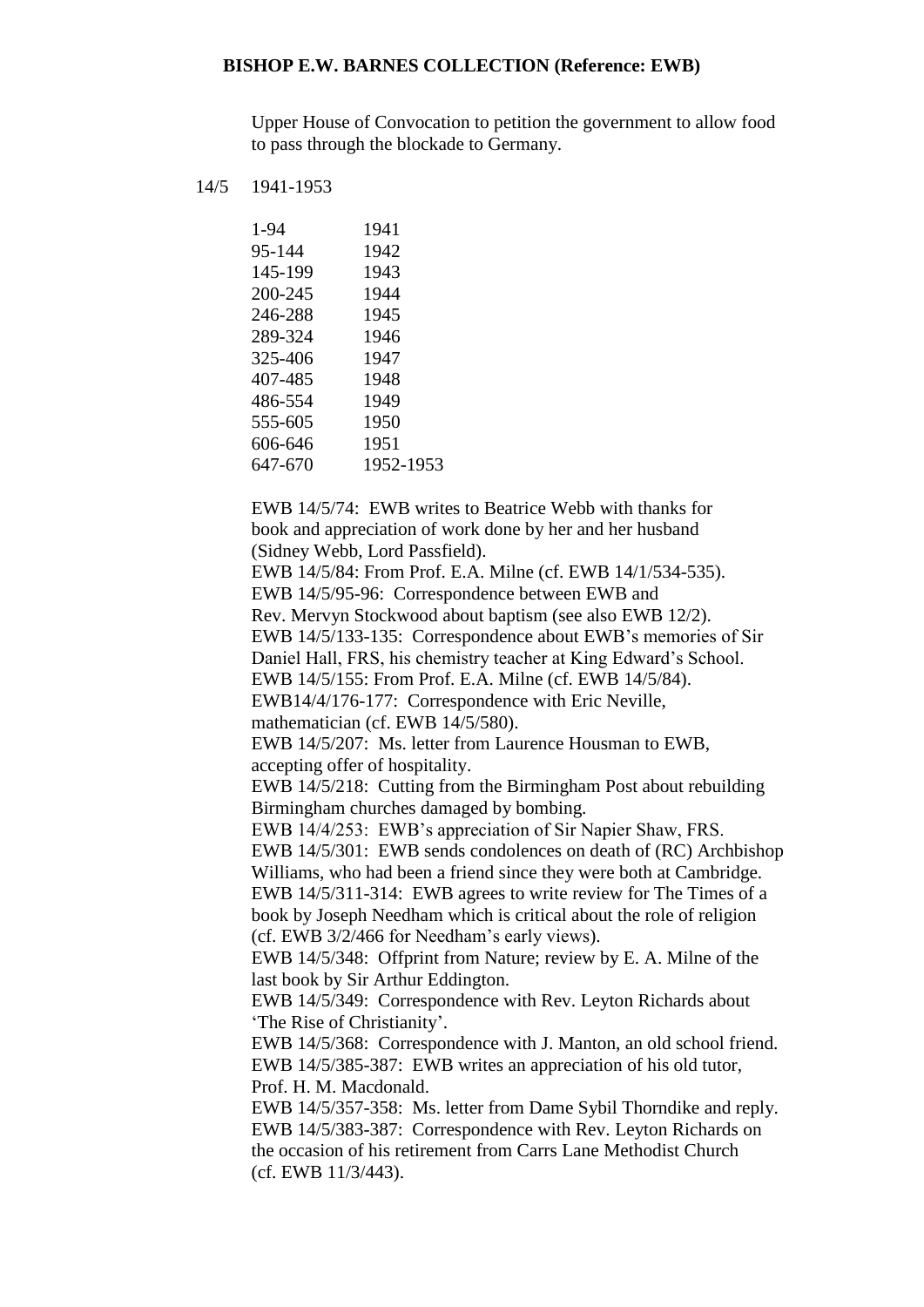Upper House of Convocation to petition the government to allow food to pass through the blockade to Germany.

14/5 1941-1953

| | |
|---|---|
| 1-94 | 1941 |
| 95-144 | 1942 |
| 145-199 | 1943 |
| 200-245 | 1944 |
| 246-288 | 1945 |
| 289-324 | 1946 |
| 325-406 | 1947 |
| 407-485 | 1948 |
| 486-554 | 1949 |
| 555-605 | 1950 |
| 606-646 | 1951 |
| 647-670 | 1952-1953 |

EWB 14/5/74: EWB writes to Beatrice Webb with thanks for book and appreciation of work done by her and her husband (Sidney Webb, Lord Passfield).
EWB 14/5/84: From Prof. E.A. Milne (cf. EWB 14/1/534-535).
EWB 14/5/95-96: Correspondence between EWB and Rev. Mervyn Stockwood about baptism (see also EWB 12/2).
EWB 14/5/133-135: Correspondence about EWB's memories of Sir Daniel Hall, FRS, his chemistry teacher at King Edward's School.
EWB 14/5/155: From Prof. E.A. Milne (cf. EWB 14/5/84).
EWB14/4/176-177: Correspondence with Eric Neville, mathematician (cf. EWB 14/5/580).
EWB 14/5/207: Ms. letter from Laurence Housman to EWB, accepting offer of hospitality.
EWB 14/5/218: Cutting from the Birmingham Post about rebuilding Birmingham churches damaged by bombing.
EWB 14/4/253: EWB's appreciation of Sir Napier Shaw, FRS.
EWB 14/5/301: EWB sends condolences on death of (RC) Archbishop Williams, who had been a friend since they were both at Cambridge.
EWB 14/5/311-314: EWB agrees to write review for The Times of a book by Joseph Needham which is critical about the role of religion (cf. EWB 3/2/466 for Needham's early views).
EWB 14/5/348: Offprint from Nature; review by E. A. Milne of the last book by Sir Arthur Eddington.
EWB 14/5/349: Correspondence with Rev. Leyton Richards about 'The Rise of Christianity'.
EWB 14/5/368: Correspondence with J. Manton, an old school friend.
EWB 14/5/385-387: EWB writes an appreciation of his old tutor, Prof. H. M. Macdonald.
EWB 14/5/357-358: Ms. letter from Dame Sybil Thorndike and reply.
EWB 14/5/383-387: Correspondence with Rev. Leyton Richards on the occasion of his retirement from Carrs Lane Methodist Church (cf. EWB 11/3/443).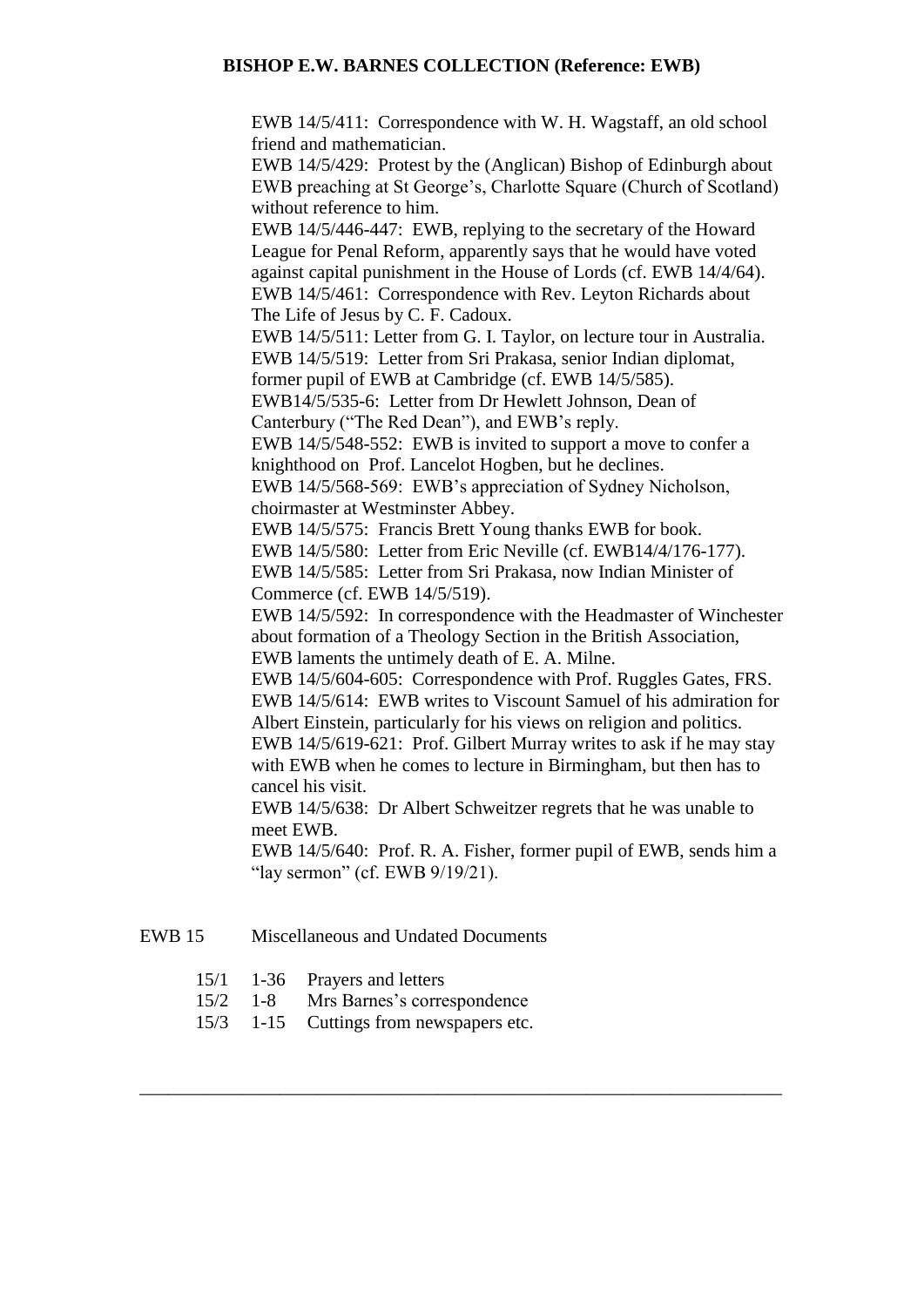EWB 14/5/411: Correspondence with W. H. Wagstaff, an old school friend and mathematician.

EWB 14/5/429: Protest by the (Anglican) Bishop of Edinburgh about EWB preaching at St George's, Charlotte Square (Church of Scotland) without reference to him.

EWB 14/5/446-447: EWB, replying to the secretary of the Howard League for Penal Reform, apparently says that he would have voted against capital punishment in the House of Lords (cf. EWB 14/4/64).

EWB 14/5/461: Correspondence with Rev. Leyton Richards about The Life of Jesus by C. F. Cadoux.

EWB 14/5/511: Letter from G. I. Taylor, on lecture tour in Australia.

EWB 14/5/519: Letter from Sri Prakasa, senior Indian diplomat, former pupil of EWB at Cambridge (cf. EWB 14/5/585).

EWB14/5/535-6: Letter from Dr Hewlett Johnson, Dean of Canterbury ("The Red Dean"), and EWB's reply.

EWB 14/5/548-552: EWB is invited to support a move to confer a knighthood on Prof. Lancelot Hogben, but he declines.

EWB 14/5/568-569: EWB's appreciation of Sydney Nicholson, choirmaster at Westminster Abbey.

EWB 14/5/575: Francis Brett Young thanks EWB for book.

EWB 14/5/580: Letter from Eric Neville (cf. EWB14/4/176-177).

EWB 14/5/585: Letter from Sri Prakasa, now Indian Minister of Commerce (cf. EWB 14/5/519).

EWB 14/5/592: In correspondence with the Headmaster of Winchester about formation of a Theology Section in the British Association, EWB laments the untimely death of E. A. Milne.

EWB 14/5/604-605: Correspondence with Prof. Ruggles Gates, FRS.

EWB 14/5/614: EWB writes to Viscount Samuel of his admiration for Albert Einstein, particularly for his views on religion and politics.

EWB 14/5/619-621: Prof. Gilbert Murray writes to ask if he may stay with EWB when he comes to lecture in Birmingham, but then has to cancel his visit.

EWB 14/5/638: Dr Albert Schweitzer regrets that he was unable to meet EWB.

EWB 14/5/640: Prof. R. A. Fisher, former pupil of EWB, sends him a "lay sermon" (cf. EWB 9/19/21).

EWB 15 Miscellaneous and Undated Documents

| | | |
|---|---|---|
| 15/1 | 1-36 | Prayers and letters |
| 15/2 | 1-8 | Mrs Barnes's correspondence |
| 15/3 | 1-15 | Cuttings from newspapers etc. |

---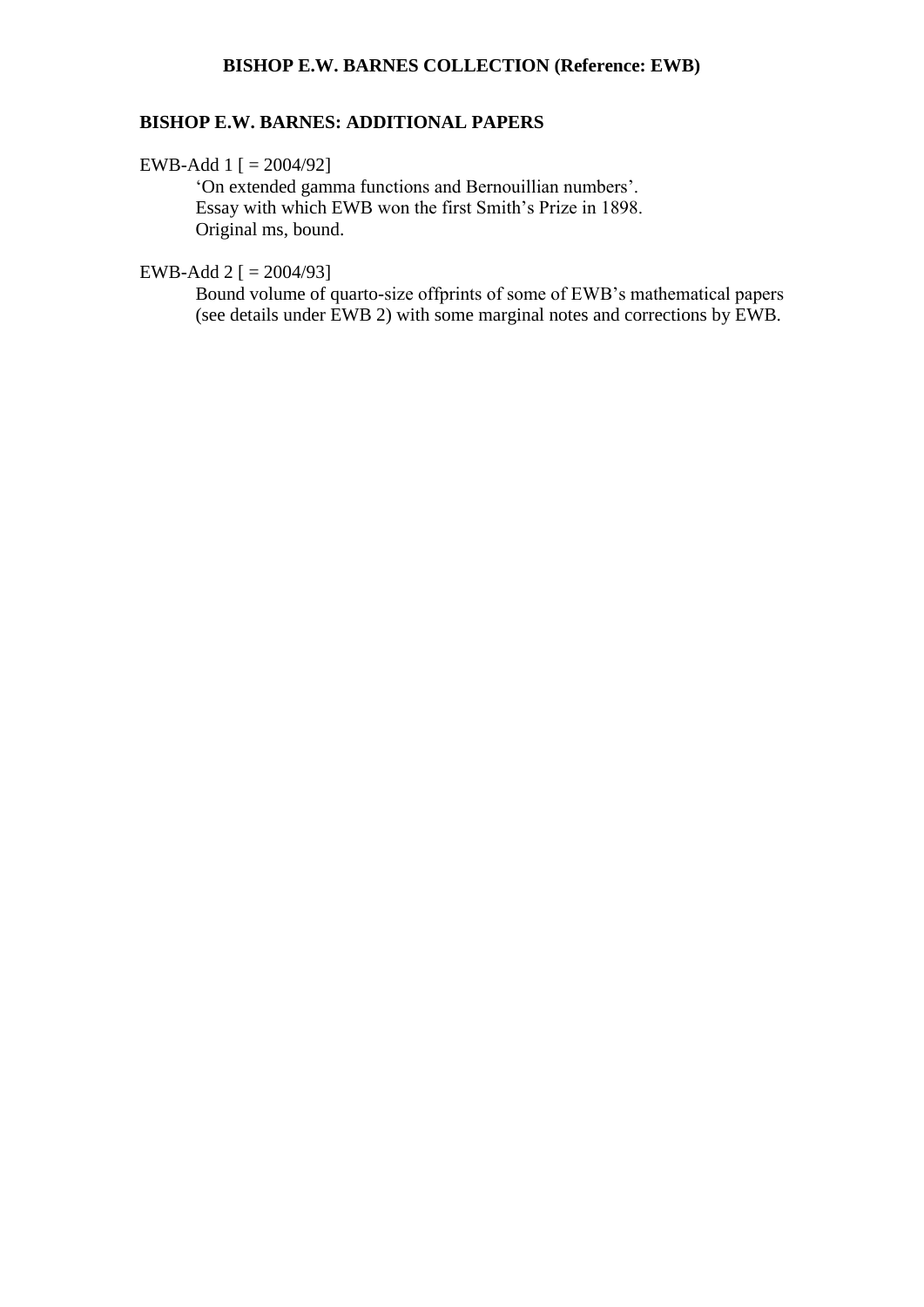# BISHOP E.W. BARNES COLLECTION (Reference: EWB)

## BISHOP E.W. BARNES: ADDITIONAL PAPERS

EWB-Add 1 [ = 2004/92]

‘On extended gamma functions and Bernouillian numbers’.
Essay with which EWB won the first Smith’s Prize in 1898.
Original ms, bound.

EWB-Add 2 [ = 2004/93]

Bound volume of quarto-size offprints of some of EWB’s mathematical papers (see details under EWB 2) with some marginal notes and corrections by EWB.